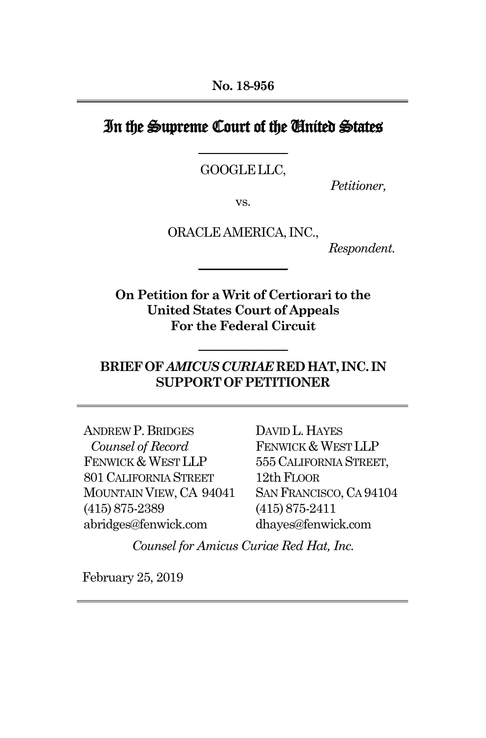**No. 18-956**

# In the Supreme Court of the United States

GOOGLE LLC,

*Petitioner,*

vs.

ORACLE AMERICA, INC.,

*Respondent.*

**On Petition for a Writ of Certiorari to the United States Court of Appeals For the Federal Circuit**

## BRIEF OF *AMICUS CURIAE* RED HAT, INC. IN SUPPORT OF PETITIONER

ANDREW P. BRIDGES
*Counsel of Record*
FENWICK & WEST LLP
801 CALIFORNIA STREET
MOUNTAIN VIEW, CA 94041
(415) 875-2389
abridges@fenwick.com

DAVID L. HAYES
FENWICK & WEST LLP
555 CALIFORNIA STREET,
12th FLOOR
SAN FRANCISCO, CA 94104
(415) 875-2411
dhayes@fenwick.com

*Counsel for Amicus Curiae Red Hat, Inc.*

February 25, 2019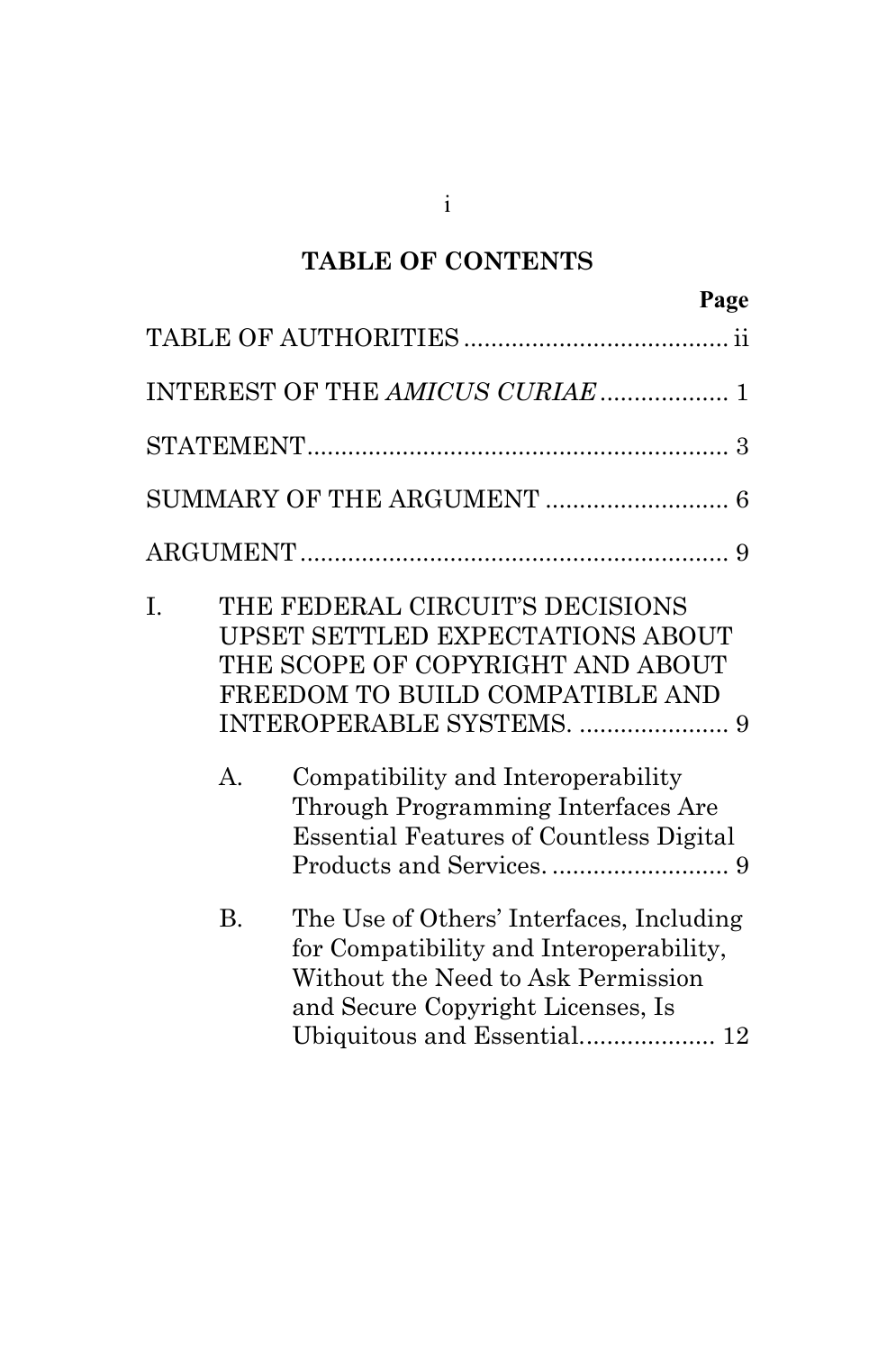## TABLE OF CONTENTS

| | Page |
|---|---|
| TABLE OF AUTHORITIES | ii |
| INTEREST OF THE *AMICUS CURIAE* | 1 |
| STATEMENT | 3 |
| SUMMARY OF THE ARGUMENT | 6 |
| ARGUMENT | 9 |
| I. THE FEDERAL CIRCUIT'S DECISIONS UPSET SETTLED EXPECTATIONS ABOUT THE SCOPE OF COPYRIGHT AND ABOUT FREEDOM TO BUILD COMPATIBLE AND INTEROPERABLE SYSTEMS. | 9 |
| A. Compatibility and Interoperability Through Programming Interfaces Are Essential Features of Countless Digital Products and Services. | 9 |
| B. The Use of Others' Interfaces, Including for Compatibility and Interoperability, Without the Need to Ask Permission and Secure Copyright Licenses, Is Ubiquitous and Essential. | 12 |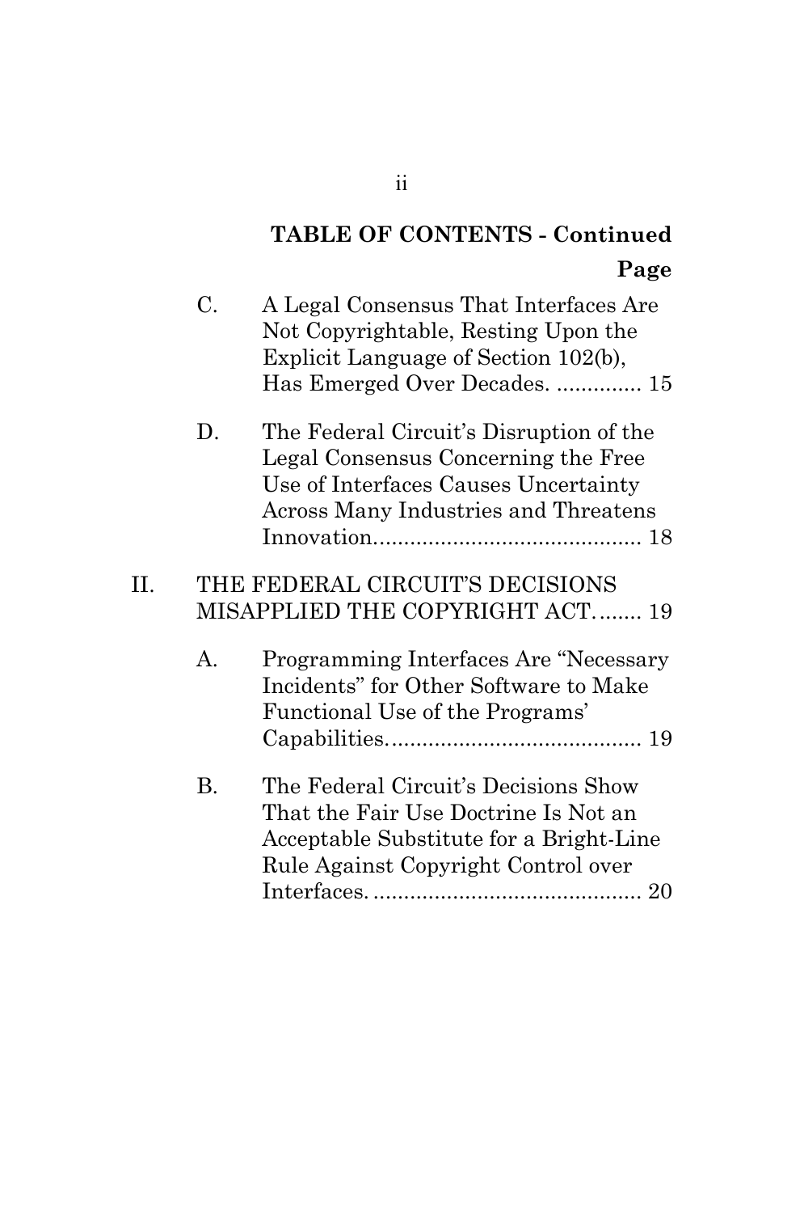**TABLE OF CONTENTS - Continued**

**Page**

- C. A Legal Consensus That Interfaces Are Not Copyrightable, Resting Upon the Explicit Language of Section 102(b), Has Emerged Over Decades. .............. 15
- D. The Federal Circuit's Disruption of the Legal Consensus Concerning the Free Use of Interfaces Causes Uncertainty Across Many Industries and Threatens Innovation............................................ 18

II. THE FEDERAL CIRCUIT'S DECISIONS MISAPPLIED THE COPYRIGHT ACT........ 19

- A. Programming Interfaces Are "Necessary Incidents" for Other Software to Make Functional Use of the Programs' Capabilities.......................................... 19
- B. The Federal Circuit's Decisions Show That the Fair Use Doctrine Is Not an Acceptable Substitute for a Bright-Line Rule Against Copyright Control over Interfaces. ............................................ 20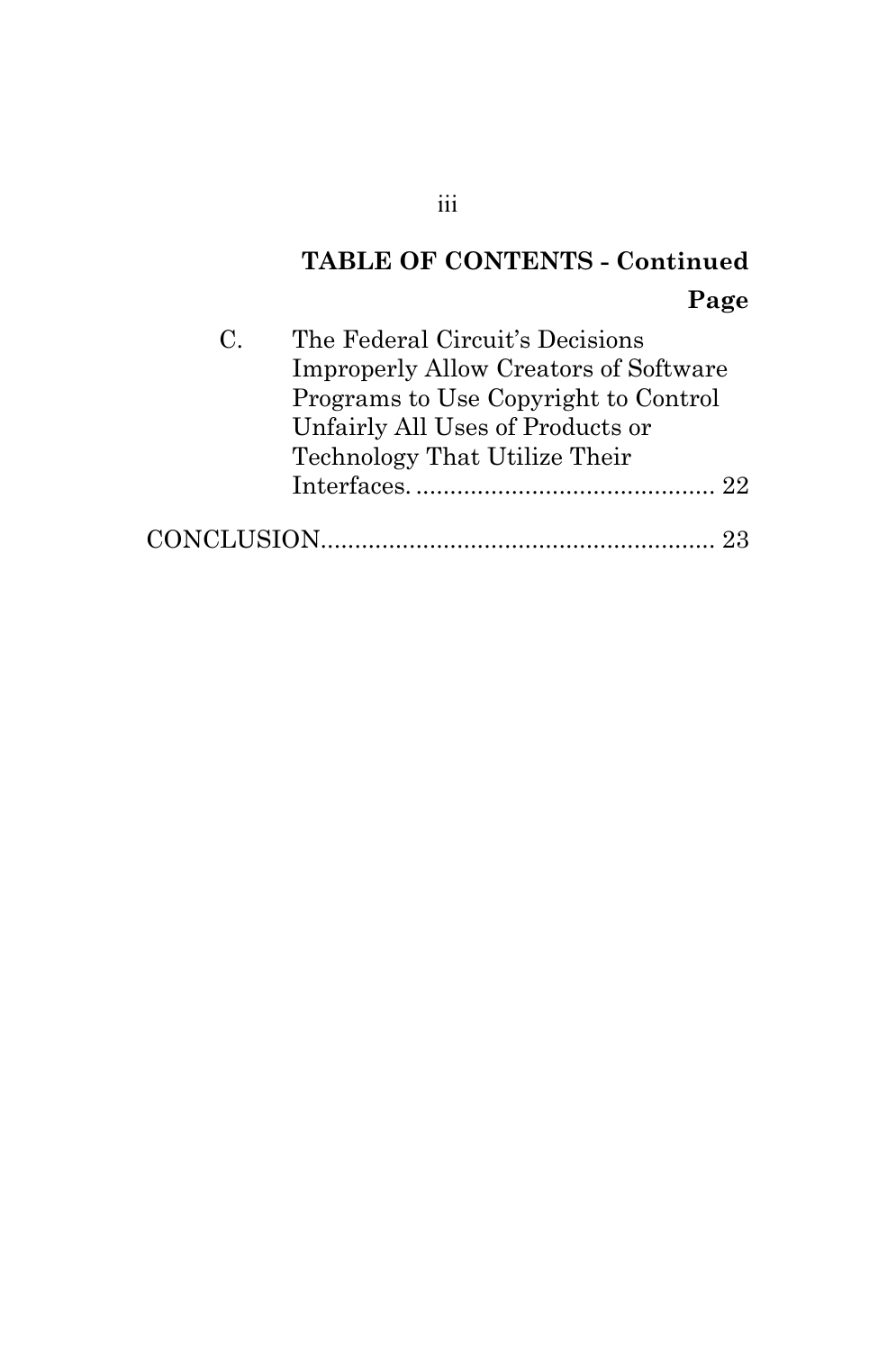**TABLE OF CONTENTS - Continued**

**Page**

C. The Federal Circuit's Decisions Improperly Allow Creators of Software Programs to Use Copyright to Control Unfairly All Uses of Products or Technology That Utilize Their Interfaces. ............................................ 22

CONCLUSION......................................................... 23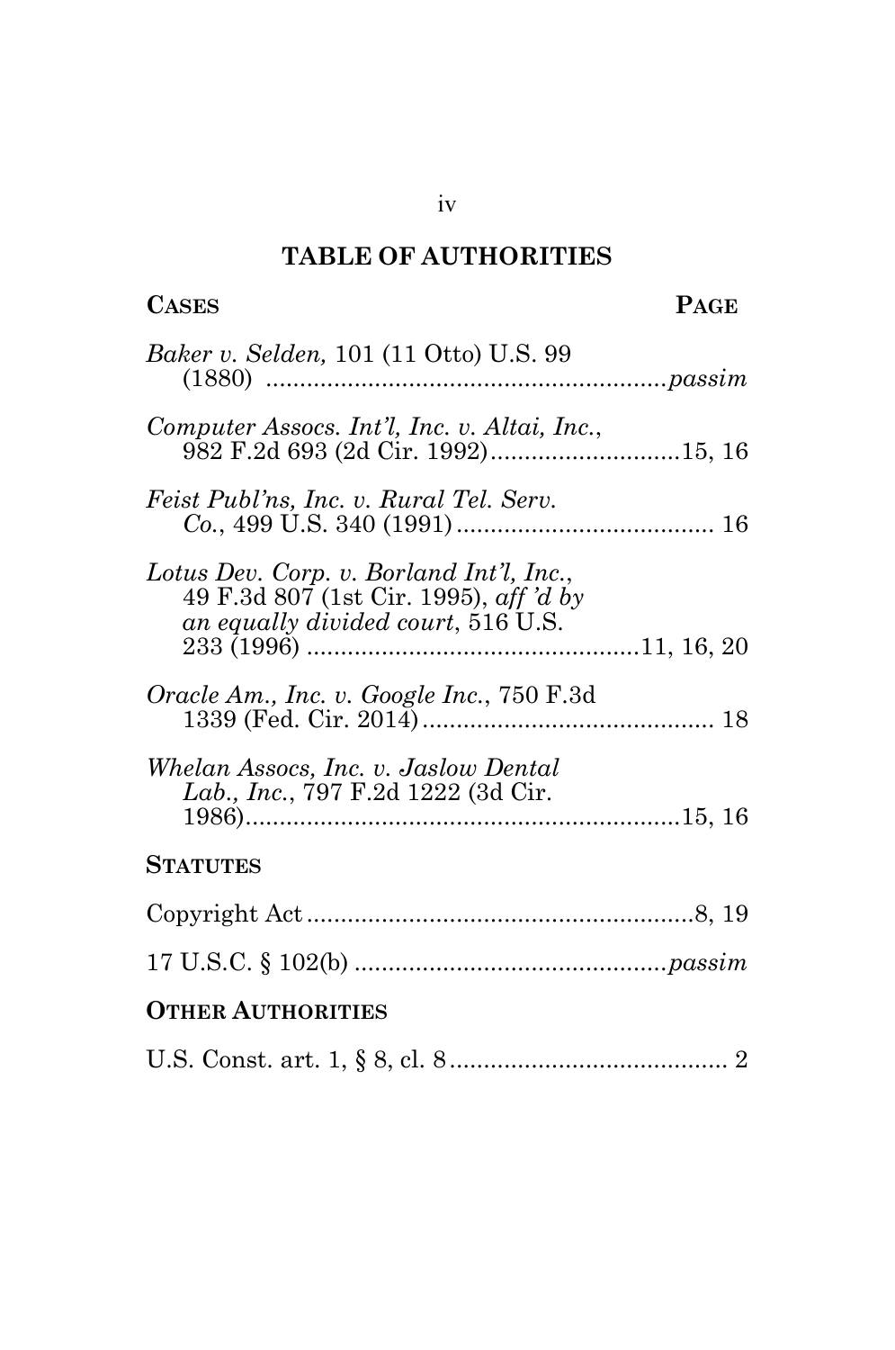## TABLE OF AUTHORITIES

**CASES** — **PAGE**

*Baker v. Selden,* 101 (11 Otto) U.S. 99 (1880) .......................................................... *passim*

*Computer Assocs. Int'l, Inc. v. Altai, Inc.*, 982 F.2d 693 (2d Cir. 1992)............................15, 16

*Feist Publ'ns, Inc. v. Rural Tel. Serv. Co.*, 499 U.S. 340 (1991)....................................... 16

*Lotus Dev. Corp. v. Borland Int'l, Inc.*, 49 F.3d 807 (1st Cir. 1995), *aff 'd by an equally divided court*, 516 U.S. 233 (1996) .................................................11, 16, 20

*Oracle Am., Inc. v. Google Inc.*, 750 F.3d 1339 (Fed. Cir. 2014).......................................... 18

*Whelan Assocs, Inc. v. Jaslow Dental Lab., Inc.*, 797 F.2d 1222 (3d Cir. 1986)................................................................15, 16

**STATUTES**

Copyright Act.........................................................8, 19

17 U.S.C. § 102(b) ............................................. *passim*

**OTHER AUTHORITIES**

U.S. Const. art. 1, § 8, cl. 8......................................... 2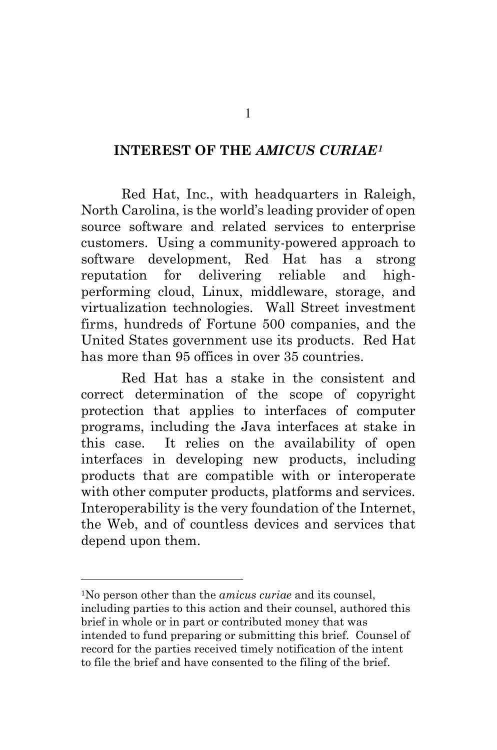## INTEREST OF THE *AMICUS CURIAE*[1]

Red Hat, Inc., with headquarters in Raleigh, North Carolina, is the world's leading provider of open source software and related services to enterprise customers. Using a community-powered approach to software development, Red Hat has a strong reputation for delivering reliable and high-performing cloud, Linux, middleware, storage, and virtualization technologies. Wall Street investment firms, hundreds of Fortune 500 companies, and the United States government use its products. Red Hat has more than 95 offices in over 35 countries.

Red Hat has a stake in the consistent and correct determination of the scope of copyright protection that applies to interfaces of computer programs, including the Java interfaces at stake in this case. It relies on the availability of open interfaces in developing new products, including products that are compatible with or interoperate with other computer products, platforms and services. Interoperability is the very foundation of the Internet, the Web, and of countless devices and services that depend upon them.

---

[1]No person other than the *amicus curiae* and its counsel, including parties to this action and their counsel, authored this brief in whole or in part or contributed money that was intended to fund preparing or submitting this brief. Counsel of record for the parties received timely notification of the intent to file the brief and have consented to the filing of the brief.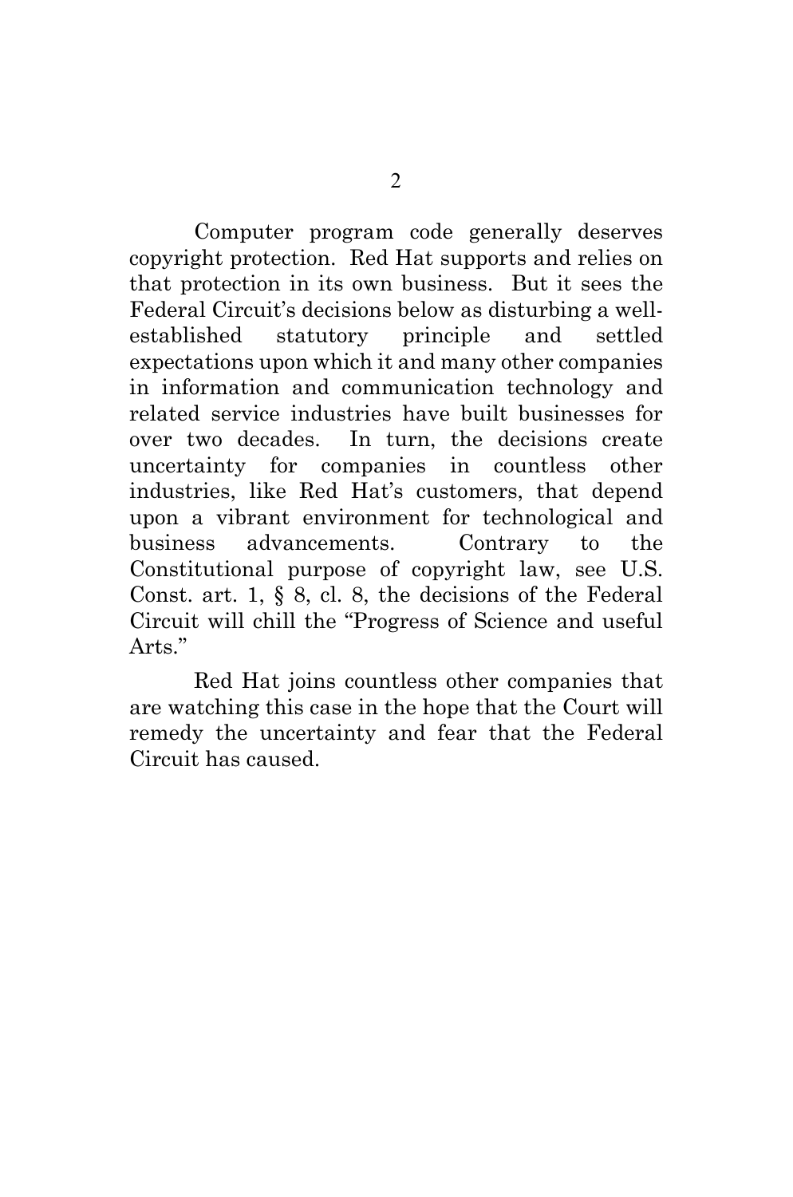Computer program code generally deserves copyright protection. Red Hat supports and relies on that protection in its own business. But it sees the Federal Circuit's decisions below as disturbing a well-established statutory principle and settled expectations upon which it and many other companies in information and communication technology and related service industries have built businesses for over two decades. In turn, the decisions create uncertainty for companies in countless other industries, like Red Hat's customers, that depend upon a vibrant environment for technological and business advancements. Contrary to the Constitutional purpose of copyright law, see U.S. Const. art. 1, § 8, cl. 8, the decisions of the Federal Circuit will chill the "Progress of Science and useful Arts."

Red Hat joins countless other companies that are watching this case in the hope that the Court will remedy the uncertainty and fear that the Federal Circuit has caused.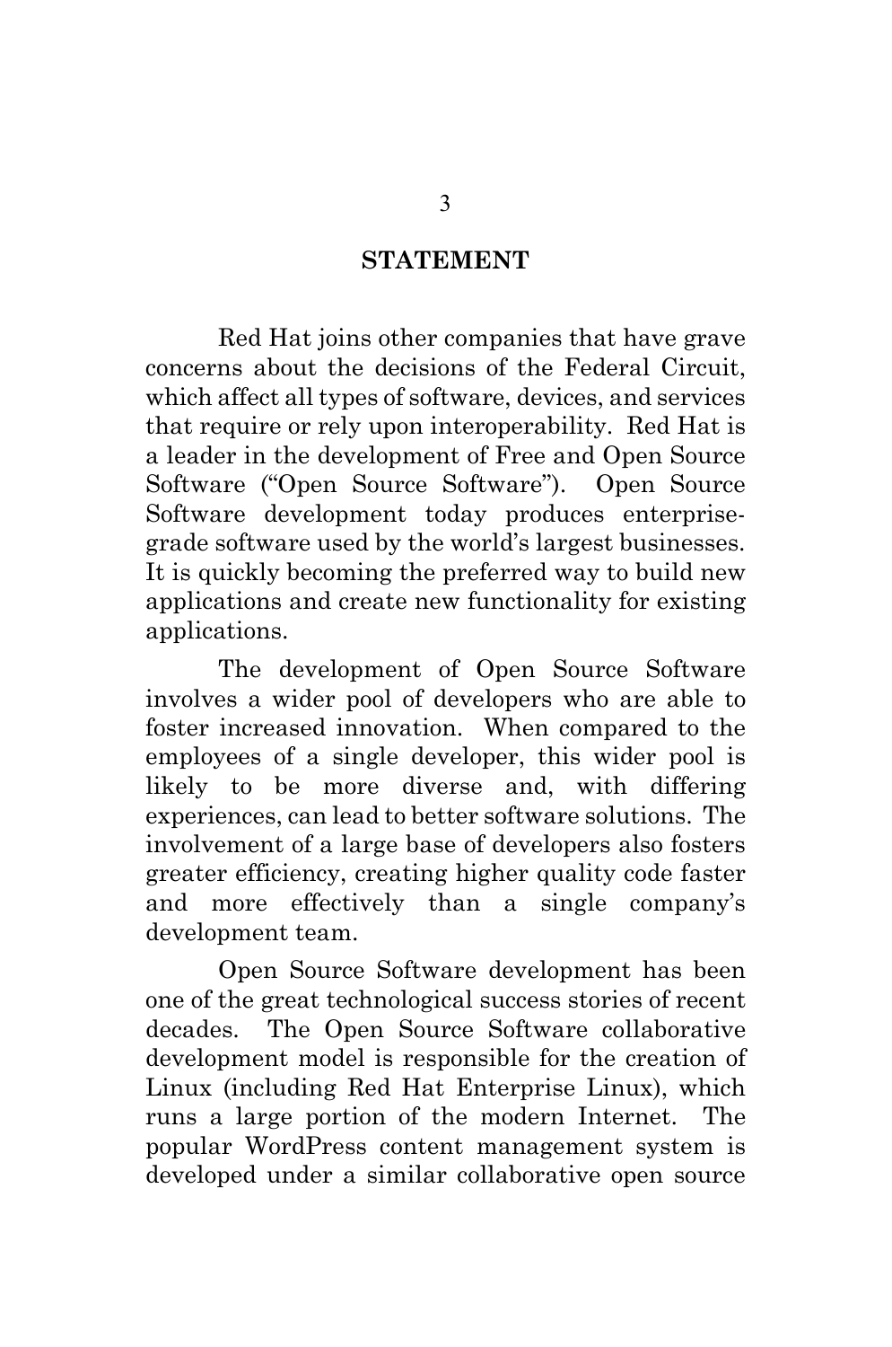## STATEMENT

Red Hat joins other companies that have grave concerns about the decisions of the Federal Circuit, which affect all types of software, devices, and services that require or rely upon interoperability. Red Hat is a leader in the development of Free and Open Source Software ("Open Source Software"). Open Source Software development today produces enterprise-grade software used by the world's largest businesses. It is quickly becoming the preferred way to build new applications and create new functionality for existing applications.

The development of Open Source Software involves a wider pool of developers who are able to foster increased innovation. When compared to the employees of a single developer, this wider pool is likely to be more diverse and, with differing experiences, can lead to better software solutions. The involvement of a large base of developers also fosters greater efficiency, creating higher quality code faster and more effectively than a single company's development team.

Open Source Software development has been one of the great technological success stories of recent decades. The Open Source Software collaborative development model is responsible for the creation of Linux (including Red Hat Enterprise Linux), which runs a large portion of the modern Internet. The popular WordPress content management system is developed under a similar collaborative open source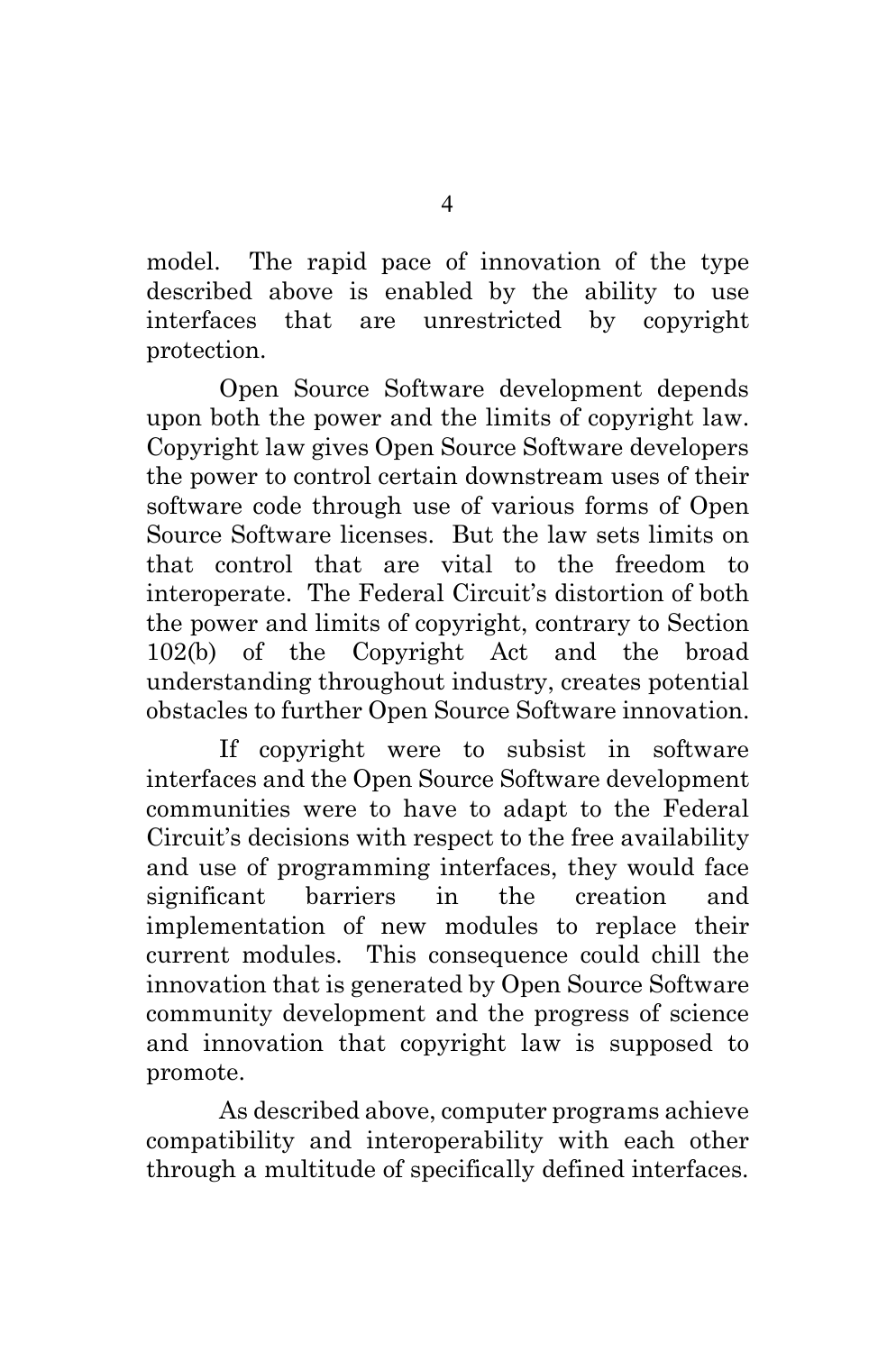model. The rapid pace of innovation of the type described above is enabled by the ability to use interfaces that are unrestricted by copyright protection.

Open Source Software development depends upon both the power and the limits of copyright law. Copyright law gives Open Source Software developers the power to control certain downstream uses of their software code through use of various forms of Open Source Software licenses. But the law sets limits on that control that are vital to the freedom to interoperate. The Federal Circuit's distortion of both the power and limits of copyright, contrary to Section 102(b) of the Copyright Act and the broad understanding throughout industry, creates potential obstacles to further Open Source Software innovation.

If copyright were to subsist in software interfaces and the Open Source Software development communities were to have to adapt to the Federal Circuit's decisions with respect to the free availability and use of programming interfaces, they would face significant barriers in the creation and implementation of new modules to replace their current modules. This consequence could chill the innovation that is generated by Open Source Software community development and the progress of science and innovation that copyright law is supposed to promote.

As described above, computer programs achieve compatibility and interoperability with each other through a multitude of specifically defined interfaces.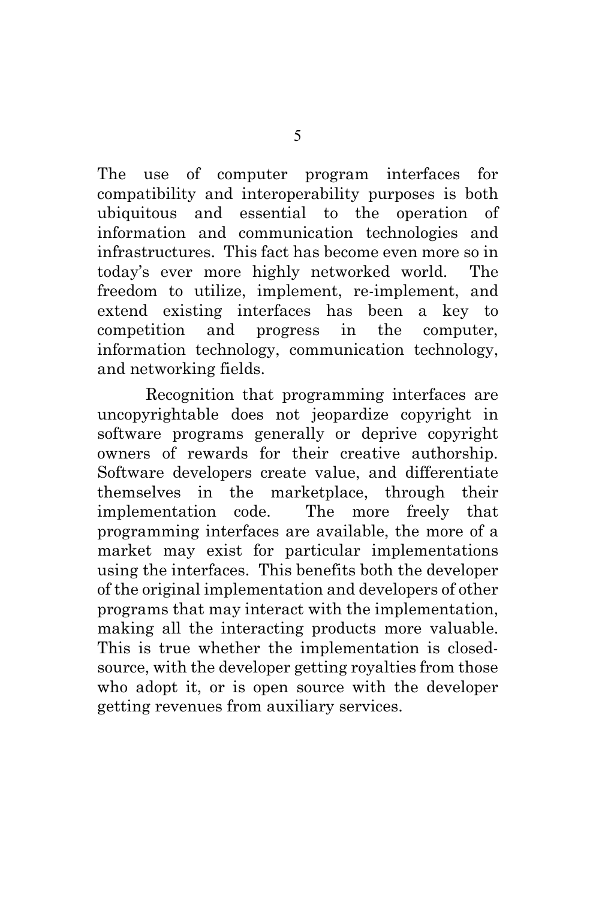The use of computer program interfaces for compatibility and interoperability purposes is both ubiquitous and essential to the operation of information and communication technologies and infrastructures. This fact has become even more so in today's ever more highly networked world. The freedom to utilize, implement, re-implement, and extend existing interfaces has been a key to competition and progress in the computer, information technology, communication technology, and networking fields.

Recognition that programming interfaces are uncopyrightable does not jeopardize copyright in software programs generally or deprive copyright owners of rewards for their creative authorship. Software developers create value, and differentiate themselves in the marketplace, through their implementation code. The more freely that programming interfaces are available, the more of a market may exist for particular implementations using the interfaces. This benefits both the developer of the original implementation and developers of other programs that may interact with the implementation, making all the interacting products more valuable. This is true whether the implementation is closed-source, with the developer getting royalties from those who adopt it, or is open source with the developer getting revenues from auxiliary services.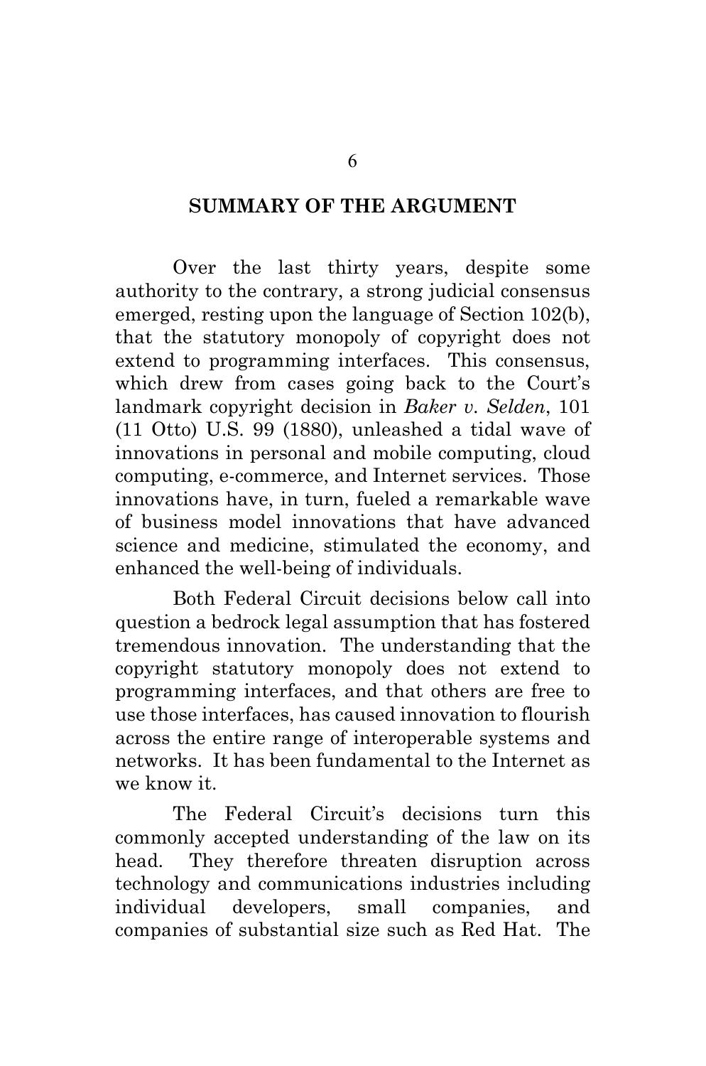## SUMMARY OF THE ARGUMENT

Over the last thirty years, despite some authority to the contrary, a strong judicial consensus emerged, resting upon the language of Section 102(b), that the statutory monopoly of copyright does not extend to programming interfaces. This consensus, which drew from cases going back to the Court's landmark copyright decision in *Baker v. Selden*, 101 (11 Otto) U.S. 99 (1880), unleashed a tidal wave of innovations in personal and mobile computing, cloud computing, e-commerce, and Internet services. Those innovations have, in turn, fueled a remarkable wave of business model innovations that have advanced science and medicine, stimulated the economy, and enhanced the well-being of individuals.

Both Federal Circuit decisions below call into question a bedrock legal assumption that has fostered tremendous innovation. The understanding that the copyright statutory monopoly does not extend to programming interfaces, and that others are free to use those interfaces, has caused innovation to flourish across the entire range of interoperable systems and networks. It has been fundamental to the Internet as we know it.

The Federal Circuit's decisions turn this commonly accepted understanding of the law on its head. They therefore threaten disruption across technology and communications industries including individual developers, small companies, and companies of substantial size such as Red Hat. The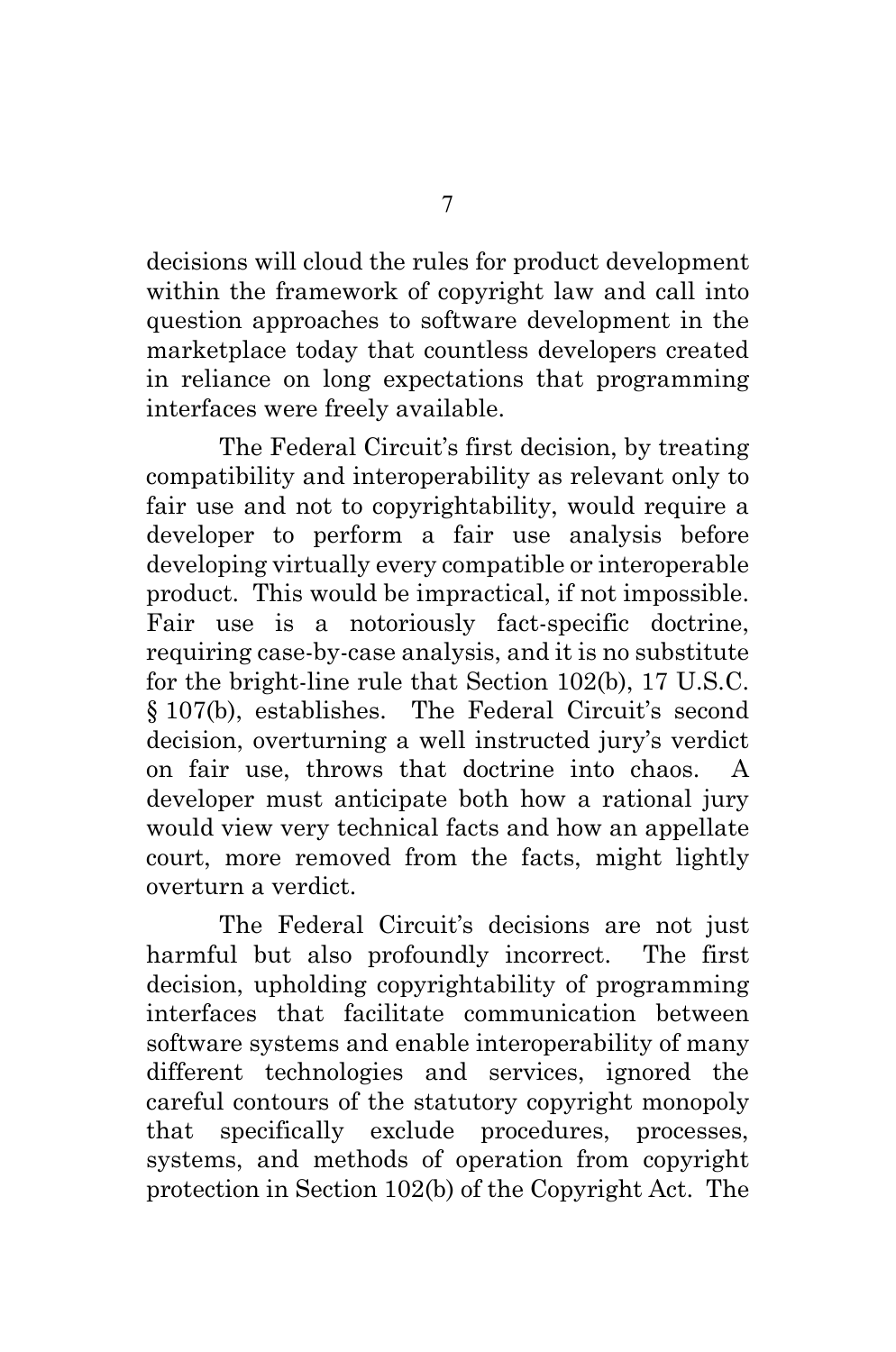decisions will cloud the rules for product development within the framework of copyright law and call into question approaches to software development in the marketplace today that countless developers created in reliance on long expectations that programming interfaces were freely available.

The Federal Circuit's first decision, by treating compatibility and interoperability as relevant only to fair use and not to copyrightability, would require a developer to perform a fair use analysis before developing virtually every compatible or interoperable product. This would be impractical, if not impossible. Fair use is a notoriously fact-specific doctrine, requiring case-by-case analysis, and it is no substitute for the bright-line rule that Section 102(b), 17 U.S.C. § 107(b), establishes. The Federal Circuit's second decision, overturning a well instructed jury's verdict on fair use, throws that doctrine into chaos. A developer must anticipate both how a rational jury would view very technical facts and how an appellate court, more removed from the facts, might lightly overturn a verdict.

The Federal Circuit's decisions are not just harmful but also profoundly incorrect. The first decision, upholding copyrightability of programming interfaces that facilitate communication between software systems and enable interoperability of many different technologies and services, ignored the careful contours of the statutory copyright monopoly that specifically exclude procedures, processes, systems, and methods of operation from copyright protection in Section 102(b) of the Copyright Act. The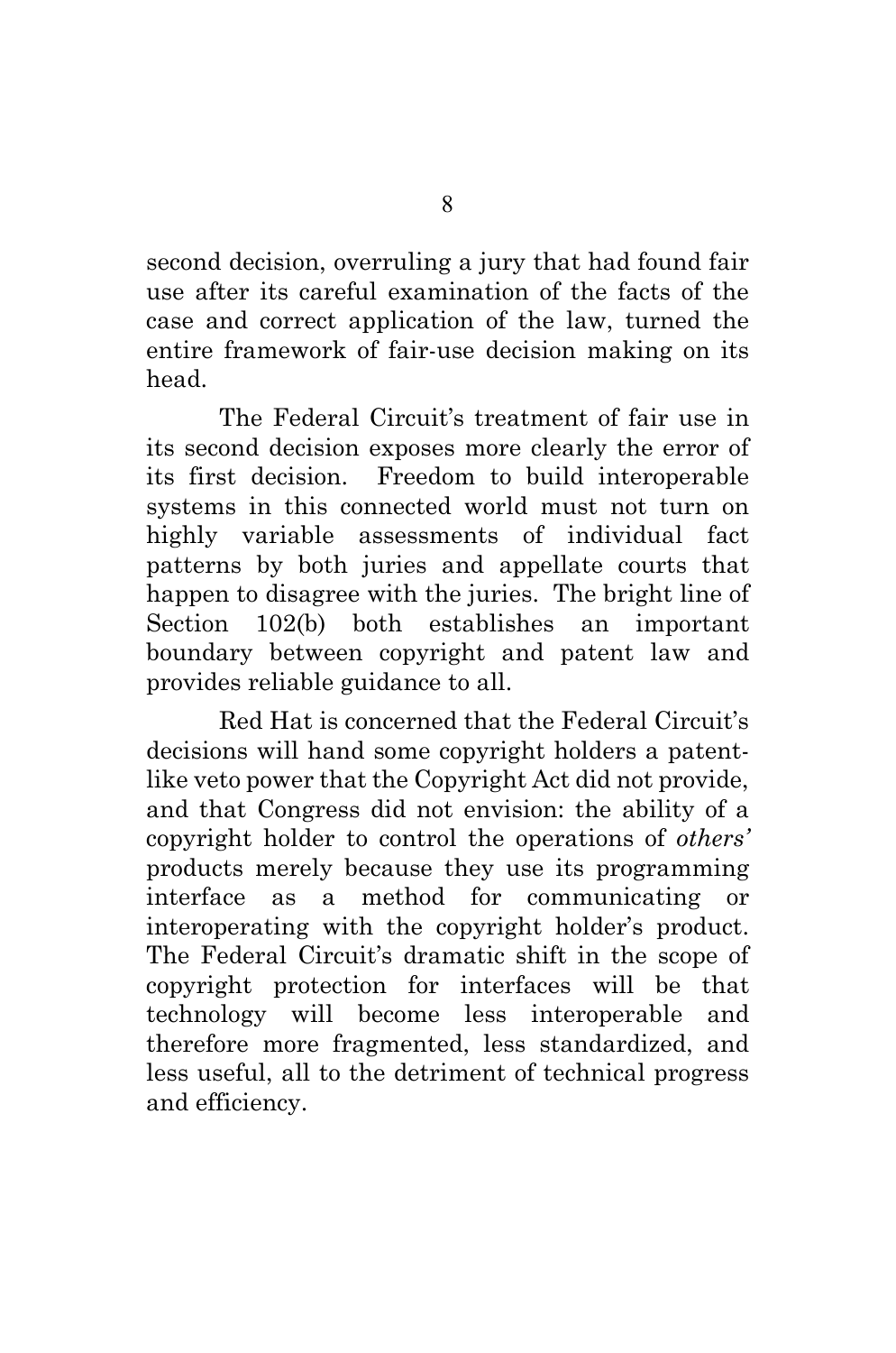second decision, overruling a jury that had found fair use after its careful examination of the facts of the case and correct application of the law, turned the entire framework of fair-use decision making on its head.

The Federal Circuit's treatment of fair use in its second decision exposes more clearly the error of its first decision. Freedom to build interoperable systems in this connected world must not turn on highly variable assessments of individual fact patterns by both juries and appellate courts that happen to disagree with the juries. The bright line of Section 102(b) both establishes an important boundary between copyright and patent law and provides reliable guidance to all.

Red Hat is concerned that the Federal Circuit's decisions will hand some copyright holders a patent-like veto power that the Copyright Act did not provide, and that Congress did not envision: the ability of a copyright holder to control the operations of *others'* products merely because they use its programming interface as a method for communicating or interoperating with the copyright holder's product. The Federal Circuit's dramatic shift in the scope of copyright protection for interfaces will be that technology will become less interoperable and therefore more fragmented, less standardized, and less useful, all to the detriment of technical progress and efficiency.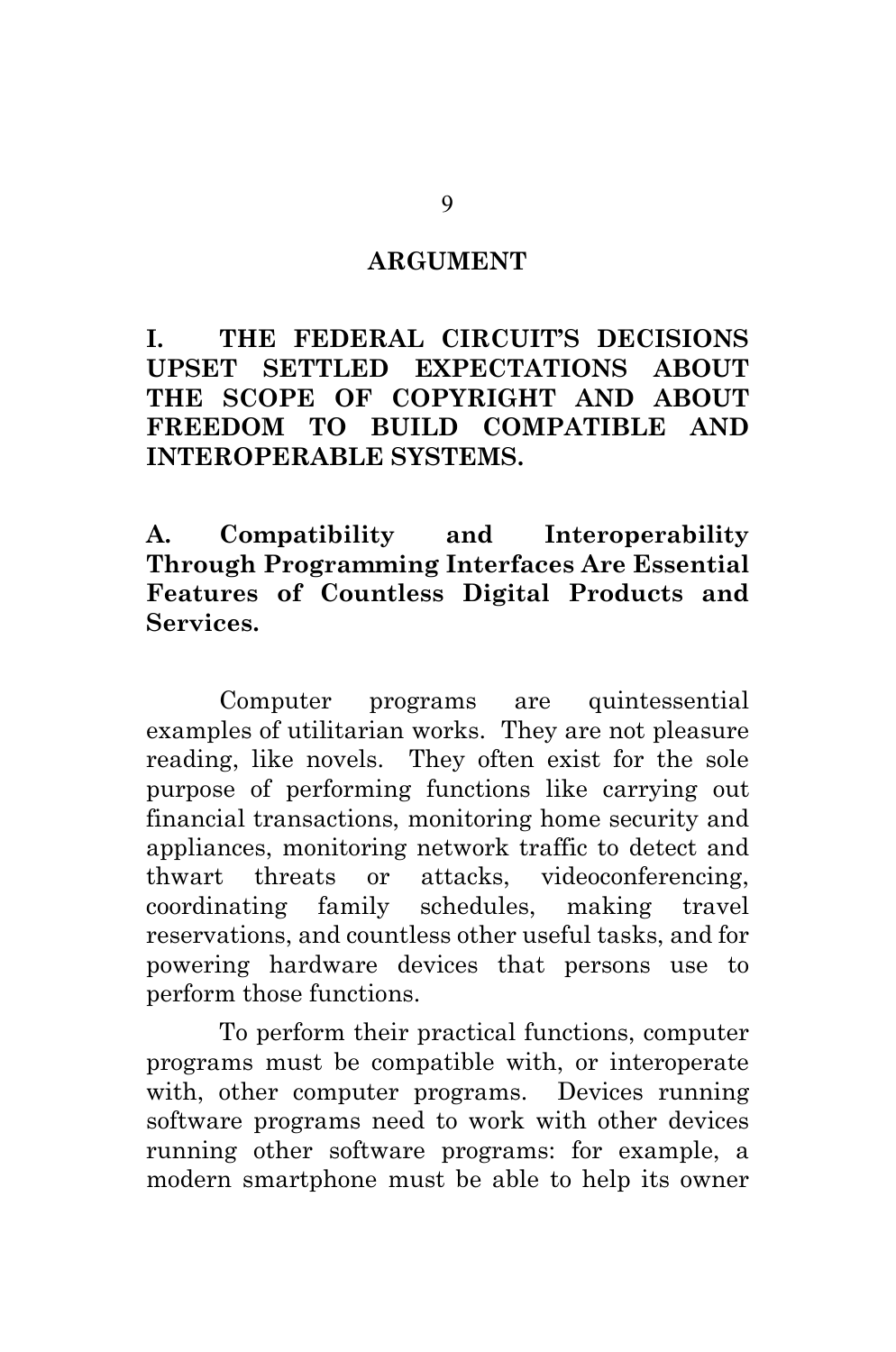# ARGUMENT

## I. THE FEDERAL CIRCUIT'S DECISIONS UPSET SETTLED EXPECTATIONS ABOUT THE SCOPE OF COPYRIGHT AND ABOUT FREEDOM TO BUILD COMPATIBLE AND INTEROPERABLE SYSTEMS.

### A. Compatibility and Interoperability Through Programming Interfaces Are Essential Features of Countless Digital Products and Services.

Computer programs are quintessential examples of utilitarian works. They are not pleasure reading, like novels. They often exist for the sole purpose of performing functions like carrying out financial transactions, monitoring home security and appliances, monitoring network traffic to detect and thwart threats or attacks, videoconferencing, coordinating family schedules, making travel reservations, and countless other useful tasks, and for powering hardware devices that persons use to perform those functions.

To perform their practical functions, computer programs must be compatible with, or interoperate with, other computer programs. Devices running software programs need to work with other devices running other software programs: for example, a modern smartphone must be able to help its owner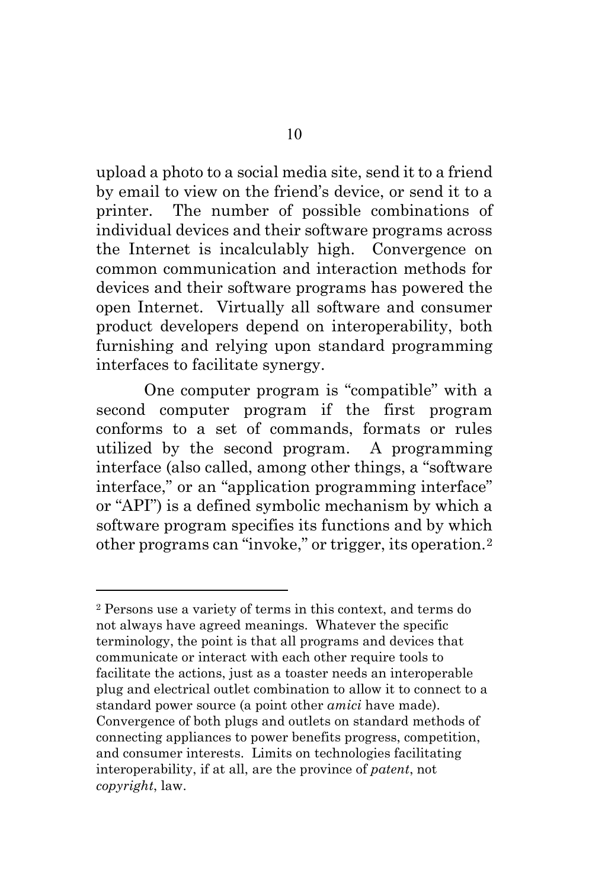upload a photo to a social media site, send it to a friend by email to view on the friend's device, or send it to a printer. The number of possible combinations of individual devices and their software programs across the Internet is incalculably high. Convergence on common communication and interaction methods for devices and their software programs has powered the open Internet. Virtually all software and consumer product developers depend on interoperability, both furnishing and relying upon standard programming interfaces to facilitate synergy.

One computer program is "compatible" with a second computer program if the first program conforms to a set of commands, formats or rules utilized by the second program. A programming interface (also called, among other things, a "software interface," or an "application programming interface" or "API") is a defined symbolic mechanism by which a software program specifies its functions and by which other programs can "invoke," or trigger, its operation.[2]

---

[2] Persons use a variety of terms in this context, and terms do not always have agreed meanings. Whatever the specific terminology, the point is that all programs and devices that communicate or interact with each other require tools to facilitate the actions, just as a toaster needs an interoperable plug and electrical outlet combination to allow it to connect to a standard power source (a point other *amici* have made). Convergence of both plugs and outlets on standard methods of connecting appliances to power benefits progress, competition, and consumer interests. Limits on technologies facilitating interoperability, if at all, are the province of *patent*, not *copyright*, law.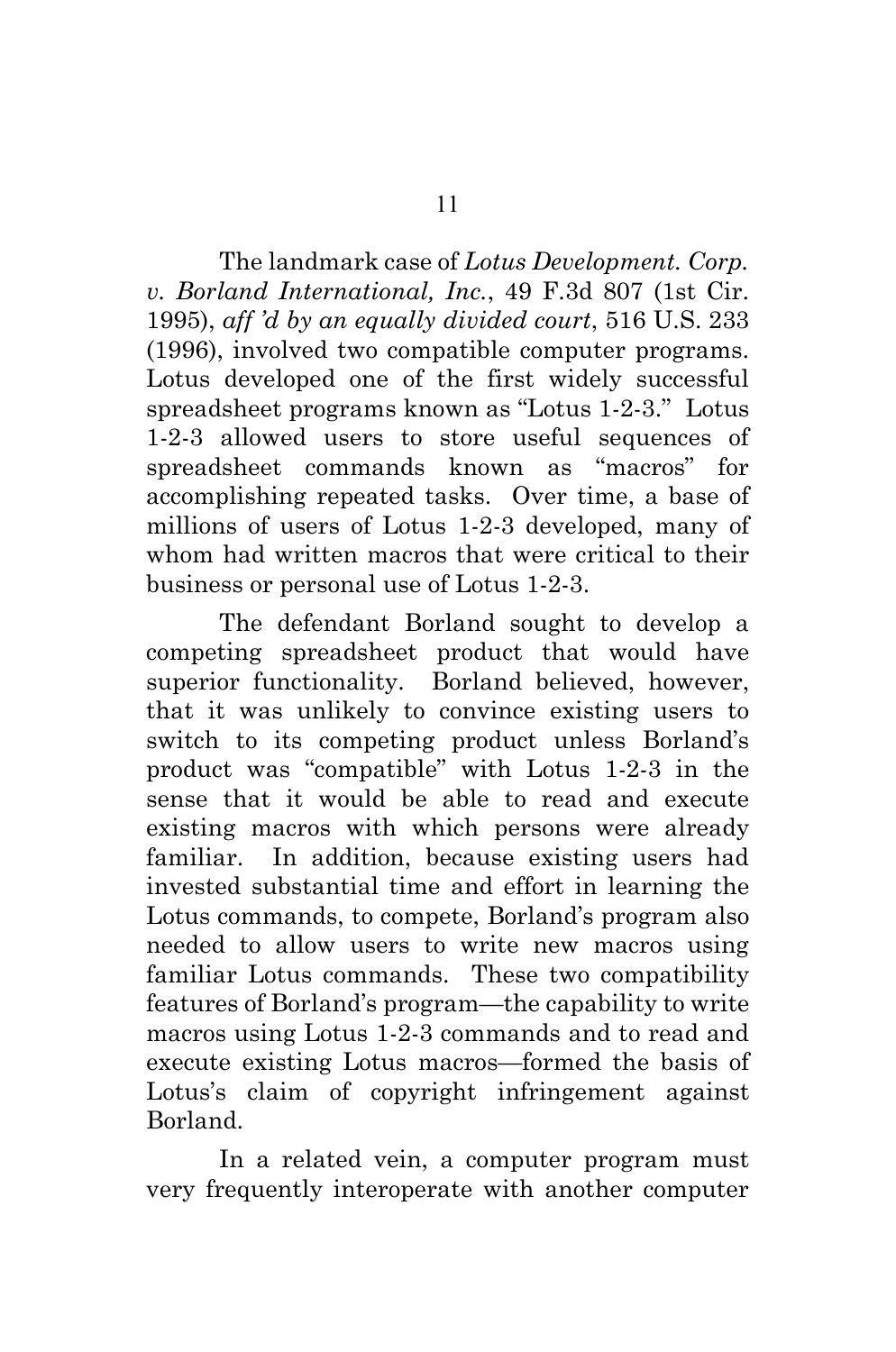The landmark case of *Lotus Development. Corp. v. Borland International, Inc.*, 49 F.3d 807 (1st Cir. 1995), *aff 'd by an equally divided court*, 516 U.S. 233 (1996), involved two compatible computer programs. Lotus developed one of the first widely successful spreadsheet programs known as "Lotus 1-2-3." Lotus 1-2-3 allowed users to store useful sequences of spreadsheet commands known as "macros" for accomplishing repeated tasks. Over time, a base of millions of users of Lotus 1-2-3 developed, many of whom had written macros that were critical to their business or personal use of Lotus 1-2-3.

The defendant Borland sought to develop a competing spreadsheet product that would have superior functionality. Borland believed, however, that it was unlikely to convince existing users to switch to its competing product unless Borland's product was "compatible" with Lotus 1-2-3 in the sense that it would be able to read and execute existing macros with which persons were already familiar. In addition, because existing users had invested substantial time and effort in learning the Lotus commands, to compete, Borland's program also needed to allow users to write new macros using familiar Lotus commands. These two compatibility features of Borland's program—the capability to write macros using Lotus 1-2-3 commands and to read and execute existing Lotus macros—formed the basis of Lotus's claim of copyright infringement against Borland.

In a related vein, a computer program must very frequently interoperate with another computer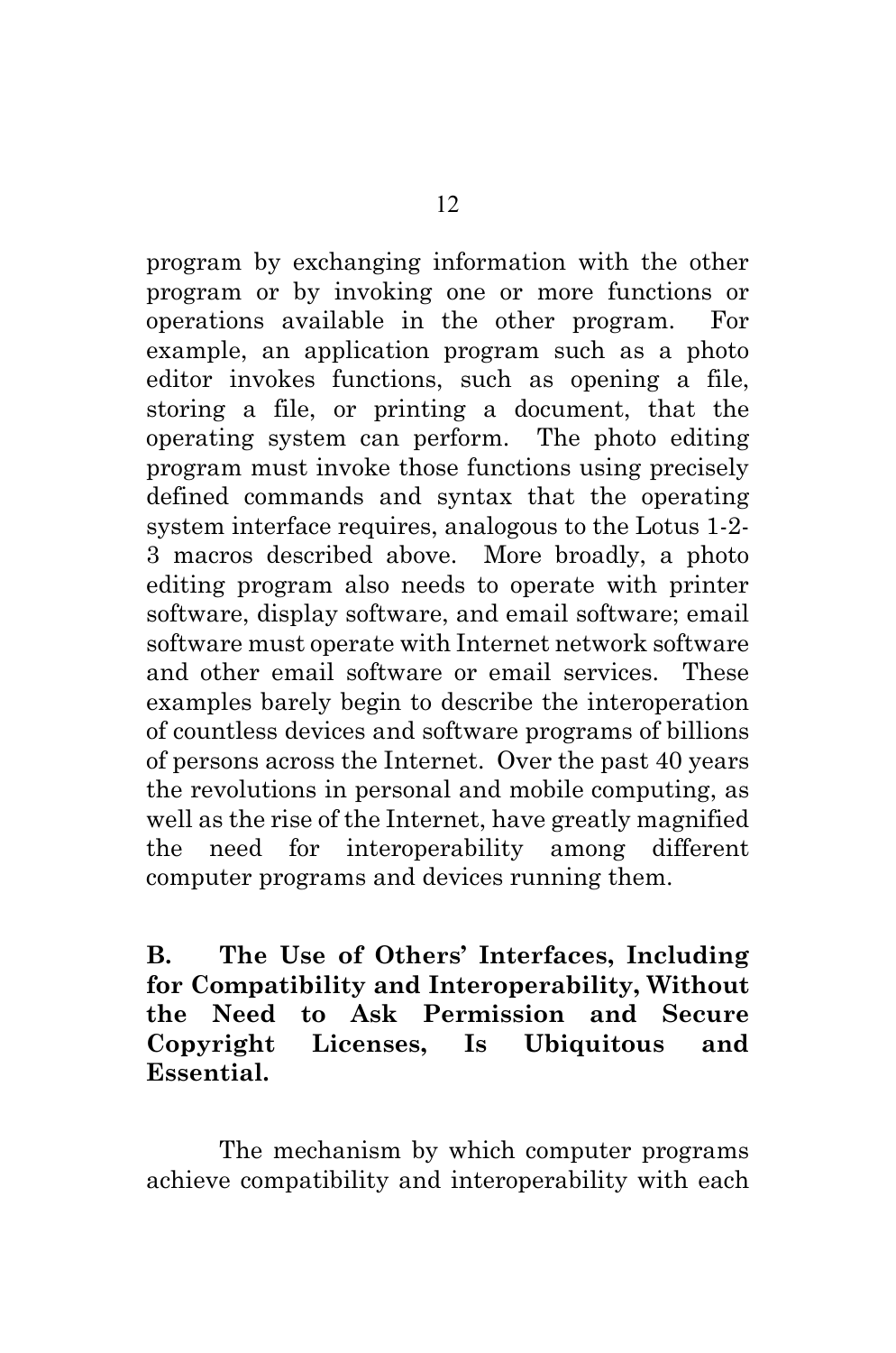program by exchanging information with the other program or by invoking one or more functions or operations available in the other program. For example, an application program such as a photo editor invokes functions, such as opening a file, storing a file, or printing a document, that the operating system can perform. The photo editing program must invoke those functions using precisely defined commands and syntax that the operating system interface requires, analogous to the Lotus 1-2-3 macros described above. More broadly, a photo editing program also needs to operate with printer software, display software, and email software; email software must operate with Internet network software and other email software or email services. These examples barely begin to describe the interoperation of countless devices and software programs of billions of persons across the Internet. Over the past 40 years the revolutions in personal and mobile computing, as well as the rise of the Internet, have greatly magnified the need for interoperability among different computer programs and devices running them.

## B. The Use of Others' Interfaces, Including for Compatibility and Interoperability, Without the Need to Ask Permission and Secure Copyright Licenses, Is Ubiquitous and Essential.

The mechanism by which computer programs achieve compatibility and interoperability with each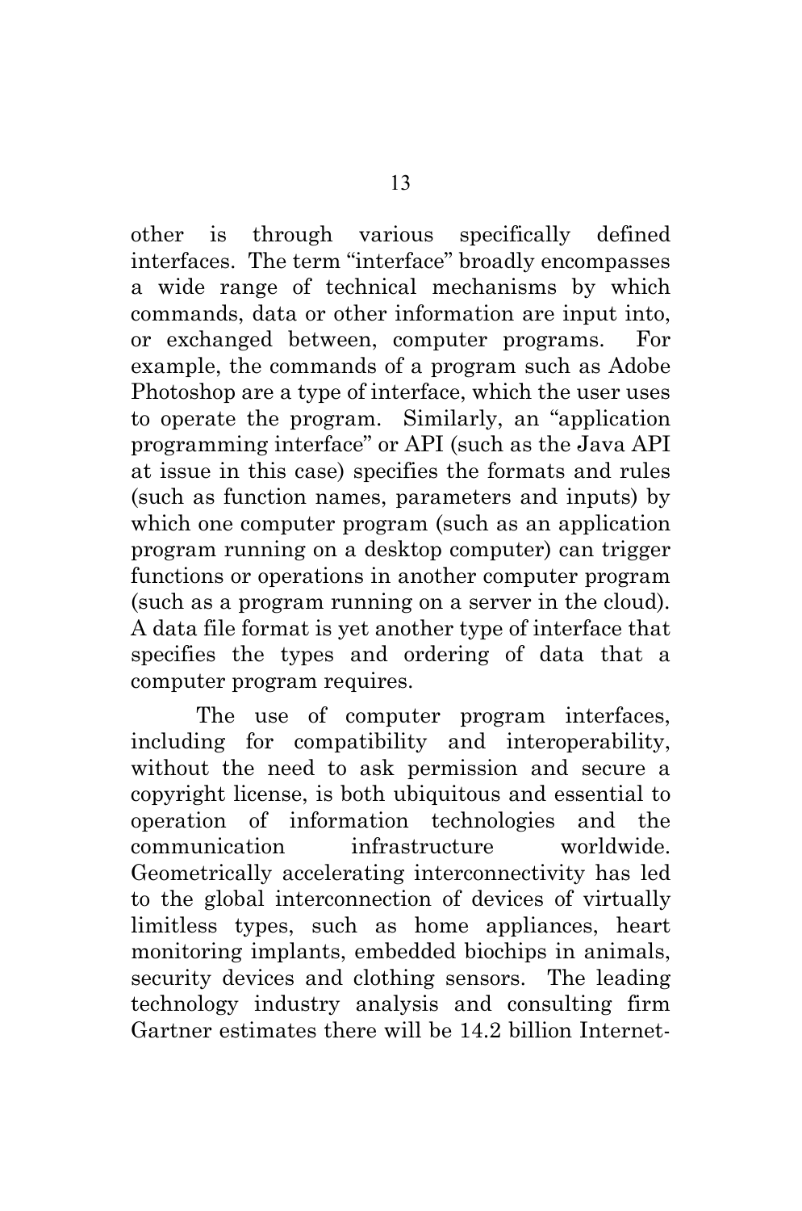other is through various specifically defined interfaces. The term "interface" broadly encompasses a wide range of technical mechanisms by which commands, data or other information are input into, or exchanged between, computer programs. For example, the commands of a program such as Adobe Photoshop are a type of interface, which the user uses to operate the program. Similarly, an "application programming interface" or API (such as the Java API at issue in this case) specifies the formats and rules (such as function names, parameters and inputs) by which one computer program (such as an application program running on a desktop computer) can trigger functions or operations in another computer program (such as a program running on a server in the cloud). A data file format is yet another type of interface that specifies the types and ordering of data that a computer program requires.

The use of computer program interfaces, including for compatibility and interoperability, without the need to ask permission and secure a copyright license, is both ubiquitous and essential to operation of information technologies and the communication infrastructure worldwide. Geometrically accelerating interconnectivity has led to the global interconnection of devices of virtually limitless types, such as home appliances, heart monitoring implants, embedded biochips in animals, security devices and clothing sensors. The leading technology industry analysis and consulting firm Gartner estimates there will be 14.2 billion Internet-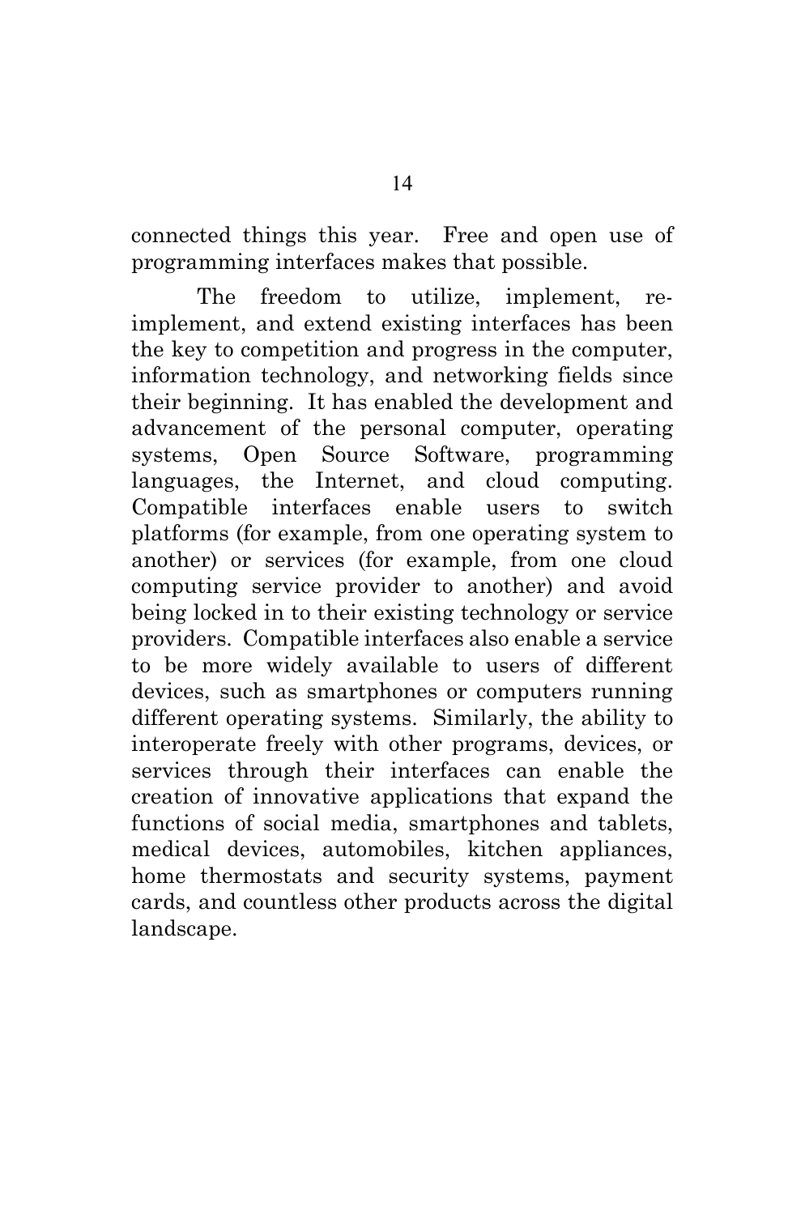connected things this year. Free and open use of programming interfaces makes that possible.

The freedom to utilize, implement, re-implement, and extend existing interfaces has been the key to competition and progress in the computer, information technology, and networking fields since their beginning. It has enabled the development and advancement of the personal computer, operating systems, Open Source Software, programming languages, the Internet, and cloud computing. Compatible interfaces enable users to switch platforms (for example, from one operating system to another) or services (for example, from one cloud computing service provider to another) and avoid being locked in to their existing technology or service providers. Compatible interfaces also enable a service to be more widely available to users of different devices, such as smartphones or computers running different operating systems. Similarly, the ability to interoperate freely with other programs, devices, or services through their interfaces can enable the creation of innovative applications that expand the functions of social media, smartphones and tablets, medical devices, automobiles, kitchen appliances, home thermostats and security systems, payment cards, and countless other products across the digital landscape.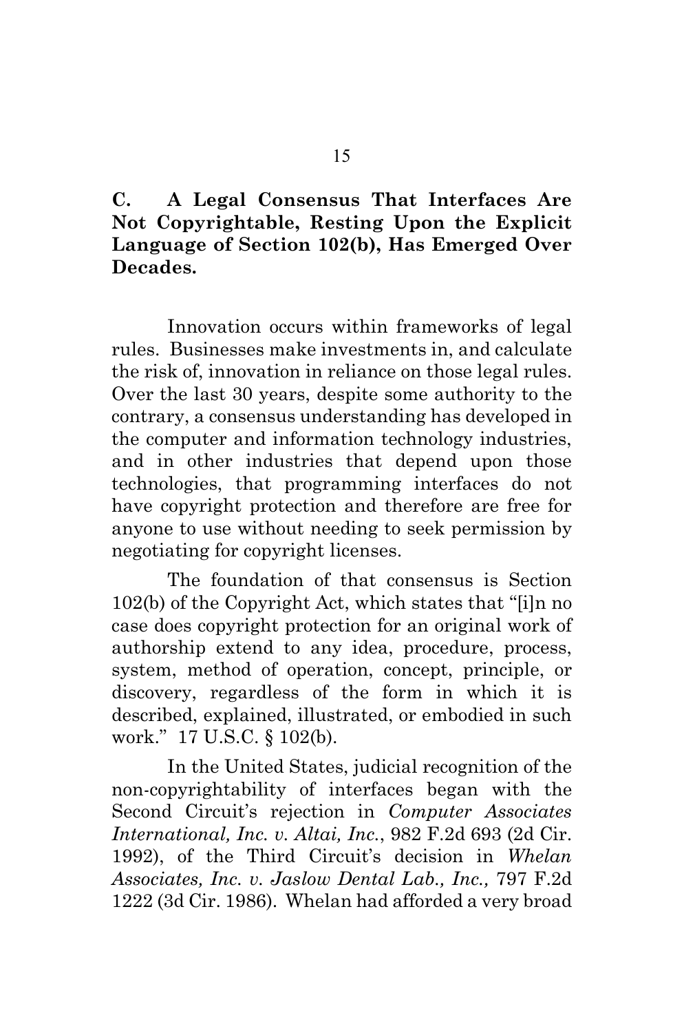### C. A Legal Consensus That Interfaces Are Not Copyrightable, Resting Upon the Explicit Language of Section 102(b), Has Emerged Over Decades.

Innovation occurs within frameworks of legal rules. Businesses make investments in, and calculate the risk of, innovation in reliance on those legal rules. Over the last 30 years, despite some authority to the contrary, a consensus understanding has developed in the computer and information technology industries, and in other industries that depend upon those technologies, that programming interfaces do not have copyright protection and therefore are free for anyone to use without needing to seek permission by negotiating for copyright licenses.

The foundation of that consensus is Section 102(b) of the Copyright Act, which states that "[i]n no case does copyright protection for an original work of authorship extend to any idea, procedure, process, system, method of operation, concept, principle, or discovery, regardless of the form in which it is described, explained, illustrated, or embodied in such work." 17 U.S.C. § 102(b).

In the United States, judicial recognition of the non-copyrightability of interfaces began with the Second Circuit's rejection in *Computer Associates International, Inc. v. Altai, Inc.*, 982 F.2d 693 (2d Cir. 1992), of the Third Circuit's decision in *Whelan Associates, Inc. v. Jaslow Dental Lab., Inc.,* 797 F.2d 1222 (3d Cir. 1986). Whelan had afforded a very broad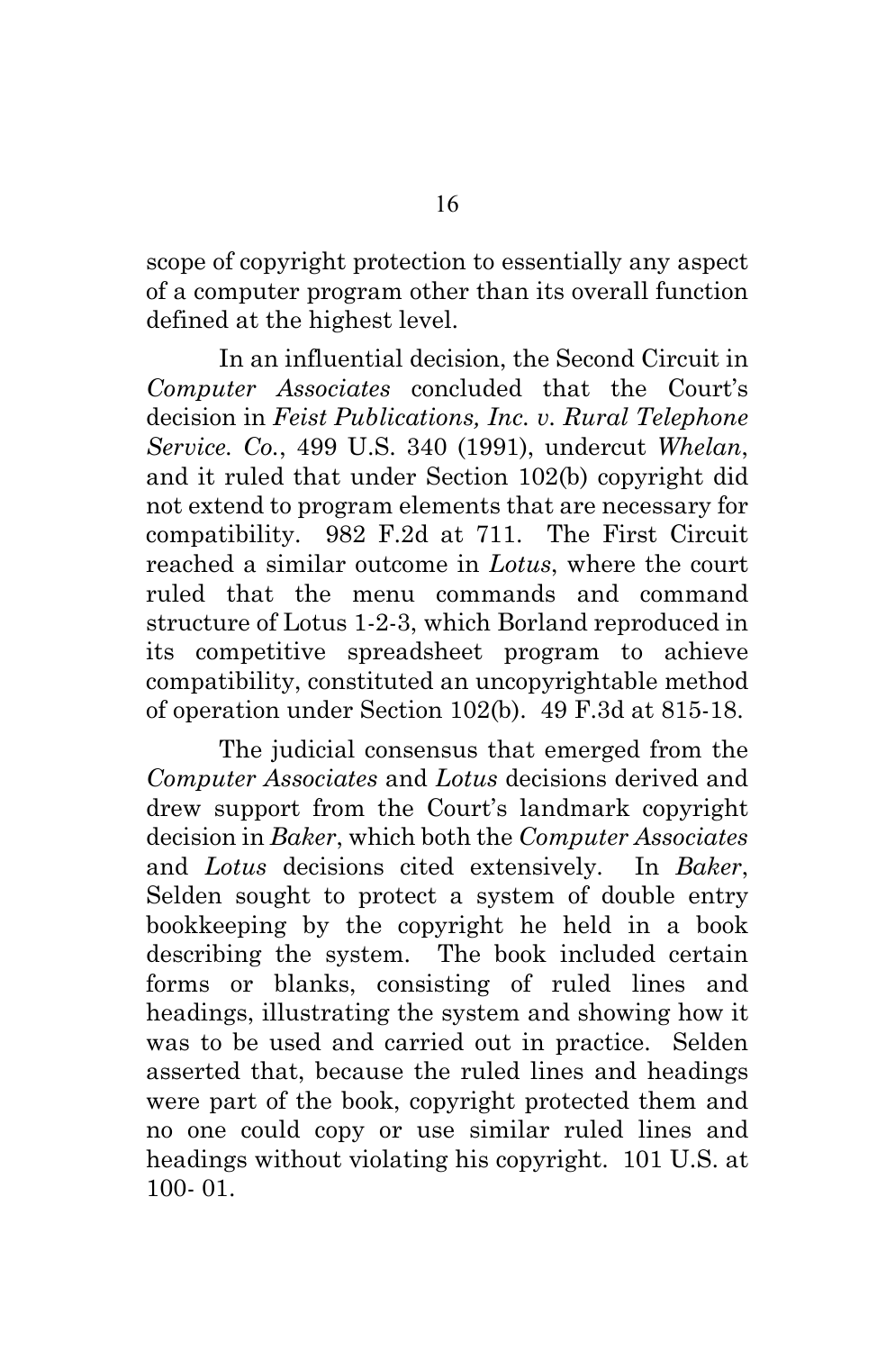scope of copyright protection to essentially any aspect of a computer program other than its overall function defined at the highest level.

In an influential decision, the Second Circuit in *Computer Associates* concluded that the Court's decision in *Feist Publications, Inc. v. Rural Telephone Service. Co.*, 499 U.S. 340 (1991), undercut *Whelan*, and it ruled that under Section 102(b) copyright did not extend to program elements that are necessary for compatibility. 982 F.2d at 711. The First Circuit reached a similar outcome in *Lotus*, where the court ruled that the menu commands and command structure of Lotus 1-2-3, which Borland reproduced in its competitive spreadsheet program to achieve compatibility, constituted an uncopyrightable method of operation under Section 102(b). 49 F.3d at 815-18.

The judicial consensus that emerged from the *Computer Associates* and *Lotus* decisions derived and drew support from the Court's landmark copyright decision in *Baker*, which both the *Computer Associates* and *Lotus* decisions cited extensively. In *Baker*, Selden sought to protect a system of double entry bookkeeping by the copyright he held in a book describing the system. The book included certain forms or blanks, consisting of ruled lines and headings, illustrating the system and showing how it was to be used and carried out in practice. Selden asserted that, because the ruled lines and headings were part of the book, copyright protected them and no one could copy or use similar ruled lines and headings without violating his copyright. 101 U.S. at 100- 01.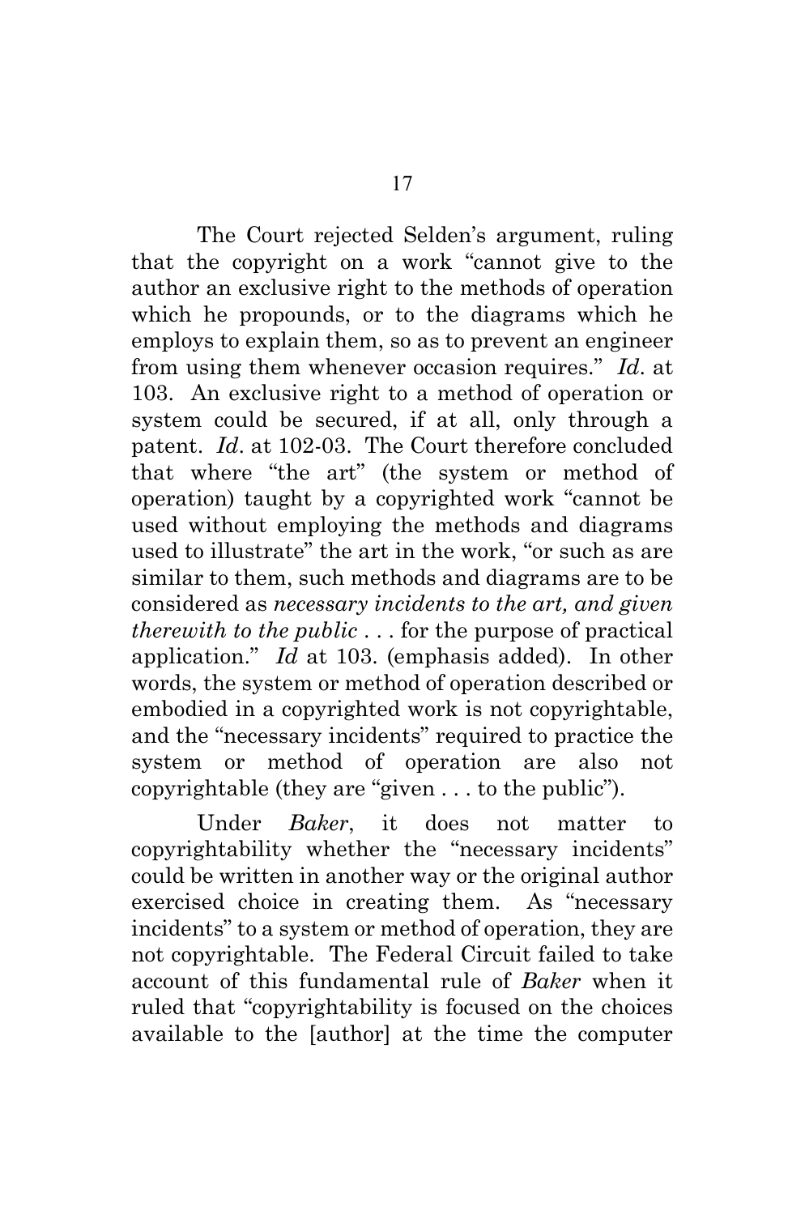The Court rejected Selden's argument, ruling that the copyright on a work "cannot give to the author an exclusive right to the methods of operation which he propounds, or to the diagrams which he employs to explain them, so as to prevent an engineer from using them whenever occasion requires." *Id*. at 103. An exclusive right to a method of operation or system could be secured, if at all, only through a patent. *Id*. at 102-03. The Court therefore concluded that where "the art" (the system or method of operation) taught by a copyrighted work "cannot be used without employing the methods and diagrams used to illustrate" the art in the work, "or such as are similar to them, such methods and diagrams are to be considered as *necessary incidents to the art, and given therewith to the public* . . . for the purpose of practical application." *Id* at 103. (emphasis added). In other words, the system or method of operation described or embodied in a copyrighted work is not copyrightable, and the "necessary incidents" required to practice the system or method of operation are also not copyrightable (they are "given . . . to the public").

Under *Baker*, it does not matter to copyrightability whether the "necessary incidents" could be written in another way or the original author exercised choice in creating them. As "necessary incidents" to a system or method of operation, they are not copyrightable. The Federal Circuit failed to take account of this fundamental rule of *Baker* when it ruled that "copyrightability is focused on the choices available to the [author] at the time the computer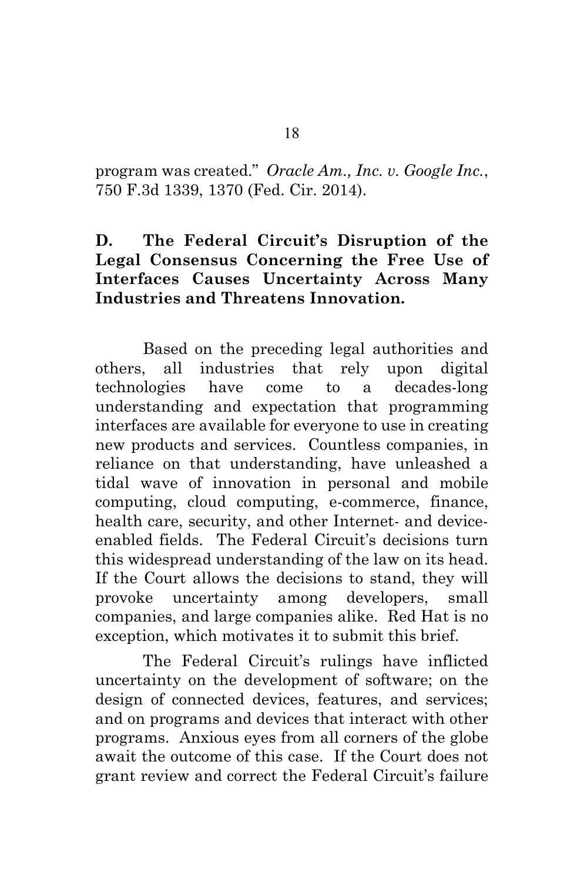program was created." *Oracle Am., Inc. v. Google Inc.*, 750 F.3d 1339, 1370 (Fed. Cir. 2014).

### D. The Federal Circuit's Disruption of the Legal Consensus Concerning the Free Use of Interfaces Causes Uncertainty Across Many Industries and Threatens Innovation.

Based on the preceding legal authorities and others, all industries that rely upon digital technologies have come to a decades-long understanding and expectation that programming interfaces are available for everyone to use in creating new products and services. Countless companies, in reliance on that understanding, have unleashed a tidal wave of innovation in personal and mobile computing, cloud computing, e-commerce, finance, health care, security, and other Internet- and device-enabled fields. The Federal Circuit's decisions turn this widespread understanding of the law on its head. If the Court allows the decisions to stand, they will provoke uncertainty among developers, small companies, and large companies alike. Red Hat is no exception, which motivates it to submit this brief.

The Federal Circuit's rulings have inflicted uncertainty on the development of software; on the design of connected devices, features, and services; and on programs and devices that interact with other programs. Anxious eyes from all corners of the globe await the outcome of this case. If the Court does not grant review and correct the Federal Circuit's failure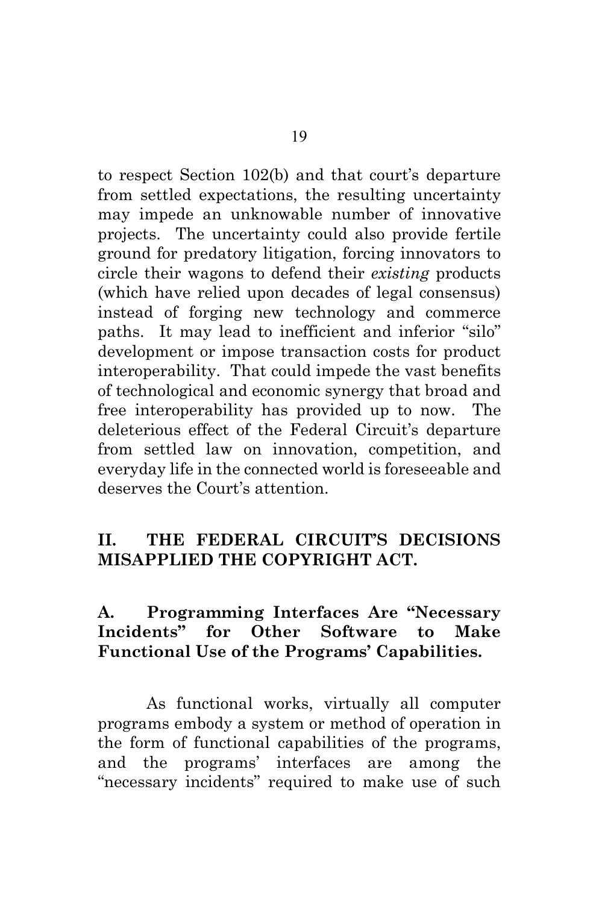to respect Section 102(b) and that court's departure from settled expectations, the resulting uncertainty may impede an unknowable number of innovative projects. The uncertainty could also provide fertile ground for predatory litigation, forcing innovators to circle their wagons to defend their *existing* products (which have relied upon decades of legal consensus) instead of forging new technology and commerce paths. It may lead to inefficient and inferior "silo" development or impose transaction costs for product interoperability. That could impede the vast benefits of technological and economic synergy that broad and free interoperability has provided up to now. The deleterious effect of the Federal Circuit's departure from settled law on innovation, competition, and everyday life in the connected world is foreseeable and deserves the Court's attention.

## II. THE FEDERAL CIRCUIT'S DECISIONS MISAPPLIED THE COPYRIGHT ACT.

### A. Programming Interfaces Are "Necessary Incidents" for Other Software to Make Functional Use of the Programs' Capabilities.

As functional works, virtually all computer programs embody a system or method of operation in the form of functional capabilities of the programs, and the programs' interfaces are among the "necessary incidents" required to make use of such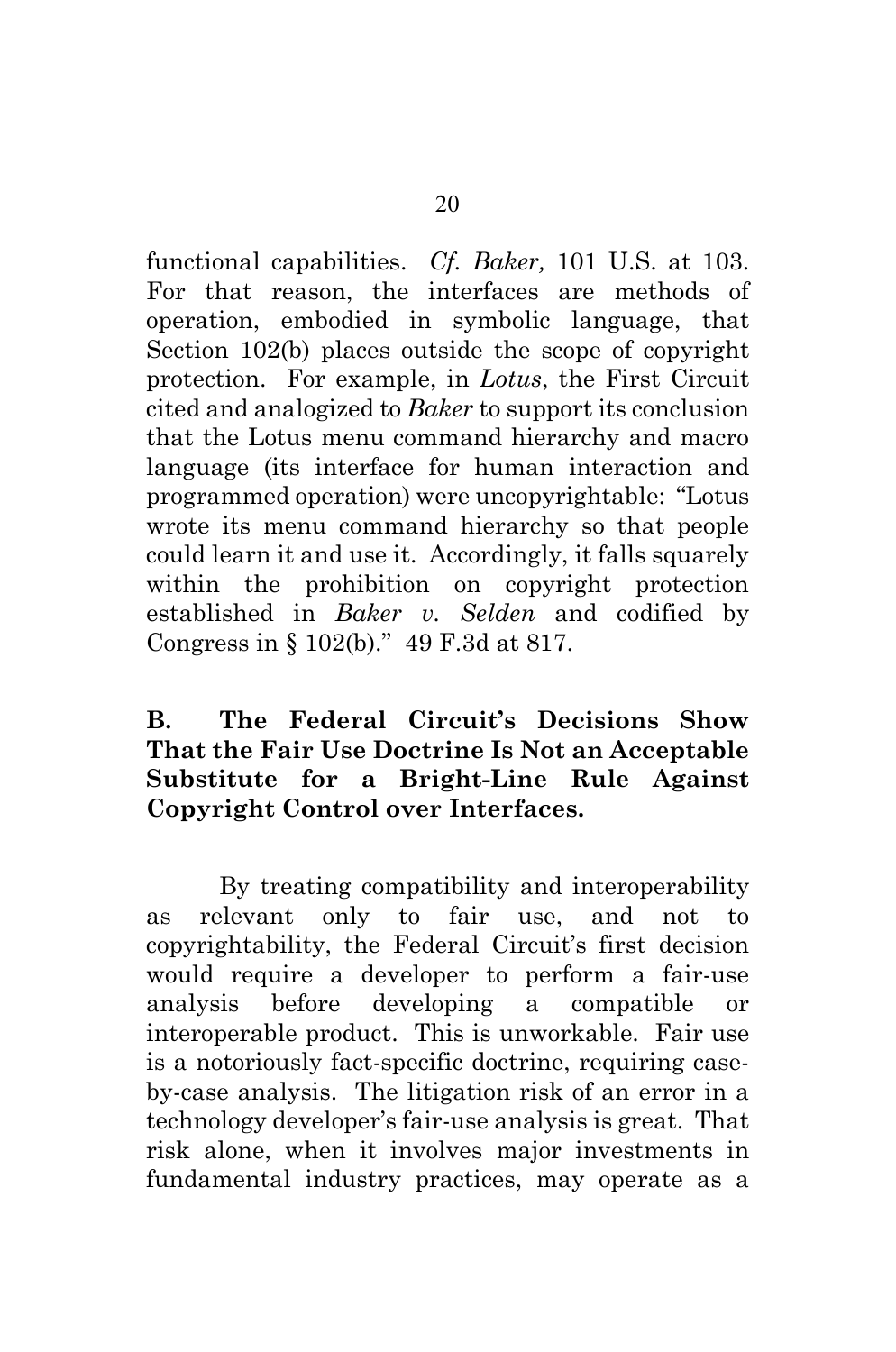functional capabilities. *Cf. Baker,* 101 U.S. at 103. For that reason, the interfaces are methods of operation, embodied in symbolic language, that Section 102(b) places outside the scope of copyright protection. For example, in *Lotus*, the First Circuit cited and analogized to *Baker* to support its conclusion that the Lotus menu command hierarchy and macro language (its interface for human interaction and programmed operation) were uncopyrightable: "Lotus wrote its menu command hierarchy so that people could learn it and use it. Accordingly, it falls squarely within the prohibition on copyright protection established in *Baker v. Selden* and codified by Congress in § 102(b)." 49 F.3d at 817.

### B. The Federal Circuit's Decisions Show That the Fair Use Doctrine Is Not an Acceptable Substitute for a Bright-Line Rule Against Copyright Control over Interfaces.

By treating compatibility and interoperability as relevant only to fair use, and not to copyrightability, the Federal Circuit's first decision would require a developer to perform a fair-use analysis before developing a compatible or interoperable product. This is unworkable. Fair use is a notoriously fact-specific doctrine, requiring case-by-case analysis. The litigation risk of an error in a technology developer's fair-use analysis is great. That risk alone, when it involves major investments in fundamental industry practices, may operate as a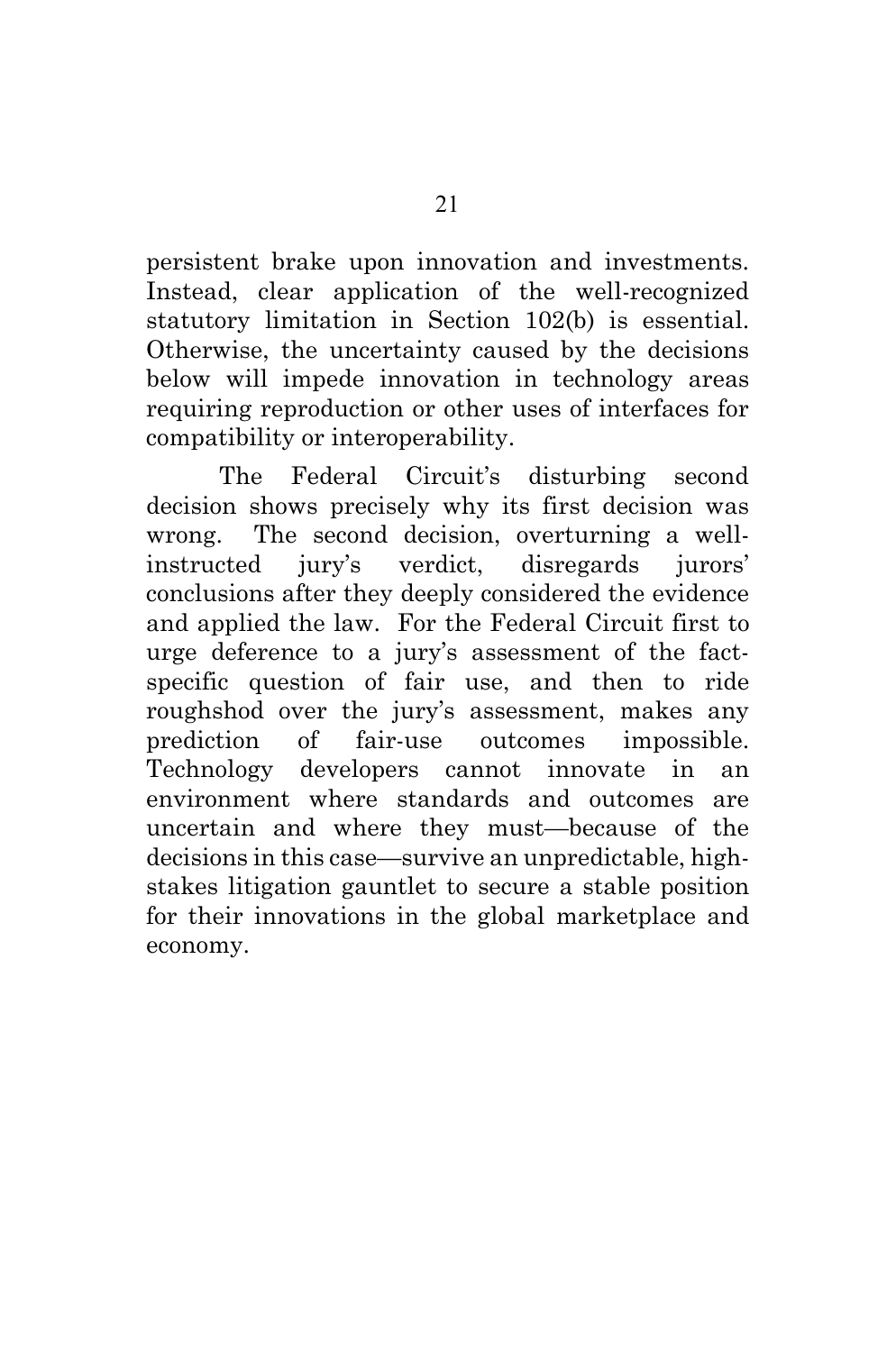persistent brake upon innovation and investments. Instead, clear application of the well-recognized statutory limitation in Section 102(b) is essential. Otherwise, the uncertainty caused by the decisions below will impede innovation in technology areas requiring reproduction or other uses of interfaces for compatibility or interoperability.

The Federal Circuit's disturbing second decision shows precisely why its first decision was wrong. The second decision, overturning a well-instructed jury's verdict, disregards jurors' conclusions after they deeply considered the evidence and applied the law. For the Federal Circuit first to urge deference to a jury's assessment of the fact-specific question of fair use, and then to ride roughshod over the jury's assessment, makes any prediction of fair-use outcomes impossible. Technology developers cannot innovate in an environment where standards and outcomes are uncertain and where they must—because of the decisions in this case—survive an unpredictable, high-stakes litigation gauntlet to secure a stable position for their innovations in the global marketplace and economy.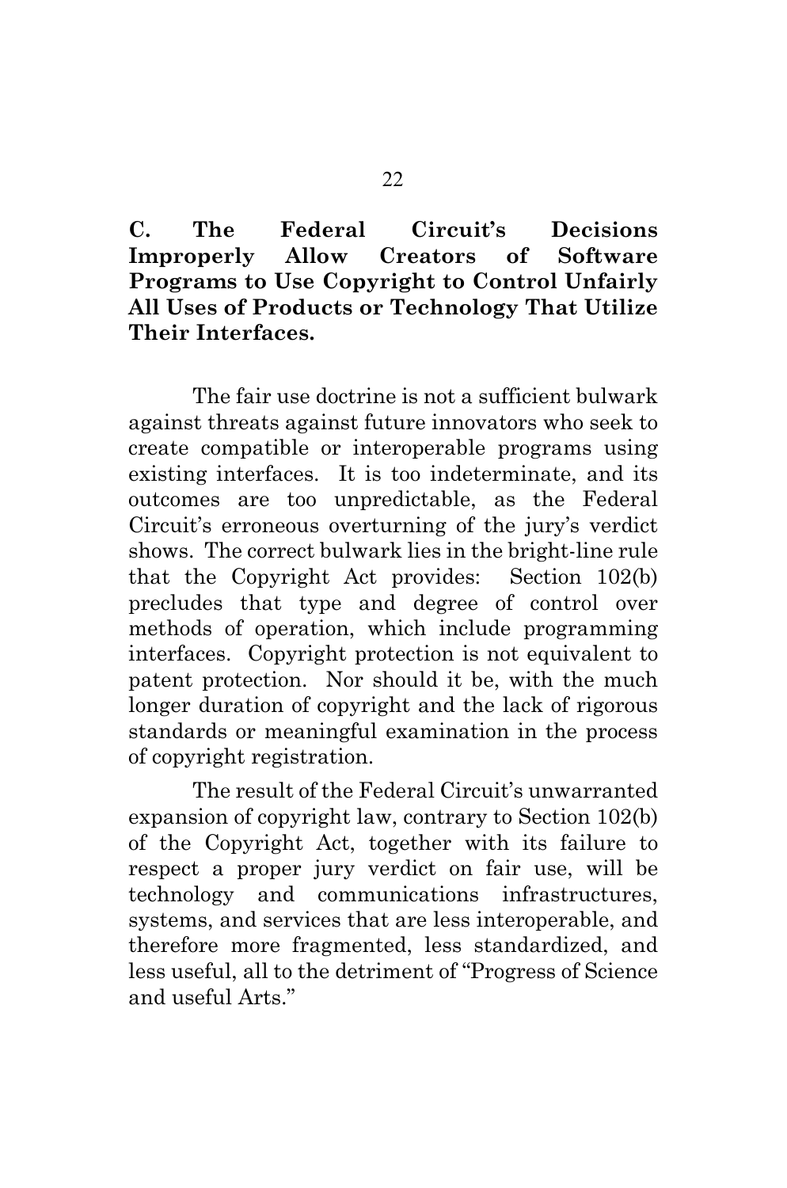### C. The Federal Circuit's Decisions Improperly Allow Creators of Software Programs to Use Copyright to Control Unfairly All Uses of Products or Technology That Utilize Their Interfaces.

The fair use doctrine is not a sufficient bulwark against threats against future innovators who seek to create compatible or interoperable programs using existing interfaces. It is too indeterminate, and its outcomes are too unpredictable, as the Federal Circuit's erroneous overturning of the jury's verdict shows. The correct bulwark lies in the bright-line rule that the Copyright Act provides: Section 102(b) precludes that type and degree of control over methods of operation, which include programming interfaces. Copyright protection is not equivalent to patent protection. Nor should it be, with the much longer duration of copyright and the lack of rigorous standards or meaningful examination in the process of copyright registration.

The result of the Federal Circuit's unwarranted expansion of copyright law, contrary to Section 102(b) of the Copyright Act, together with its failure to respect a proper jury verdict on fair use, will be technology and communications infrastructures, systems, and services that are less interoperable, and therefore more fragmented, less standardized, and less useful, all to the detriment of "Progress of Science and useful Arts."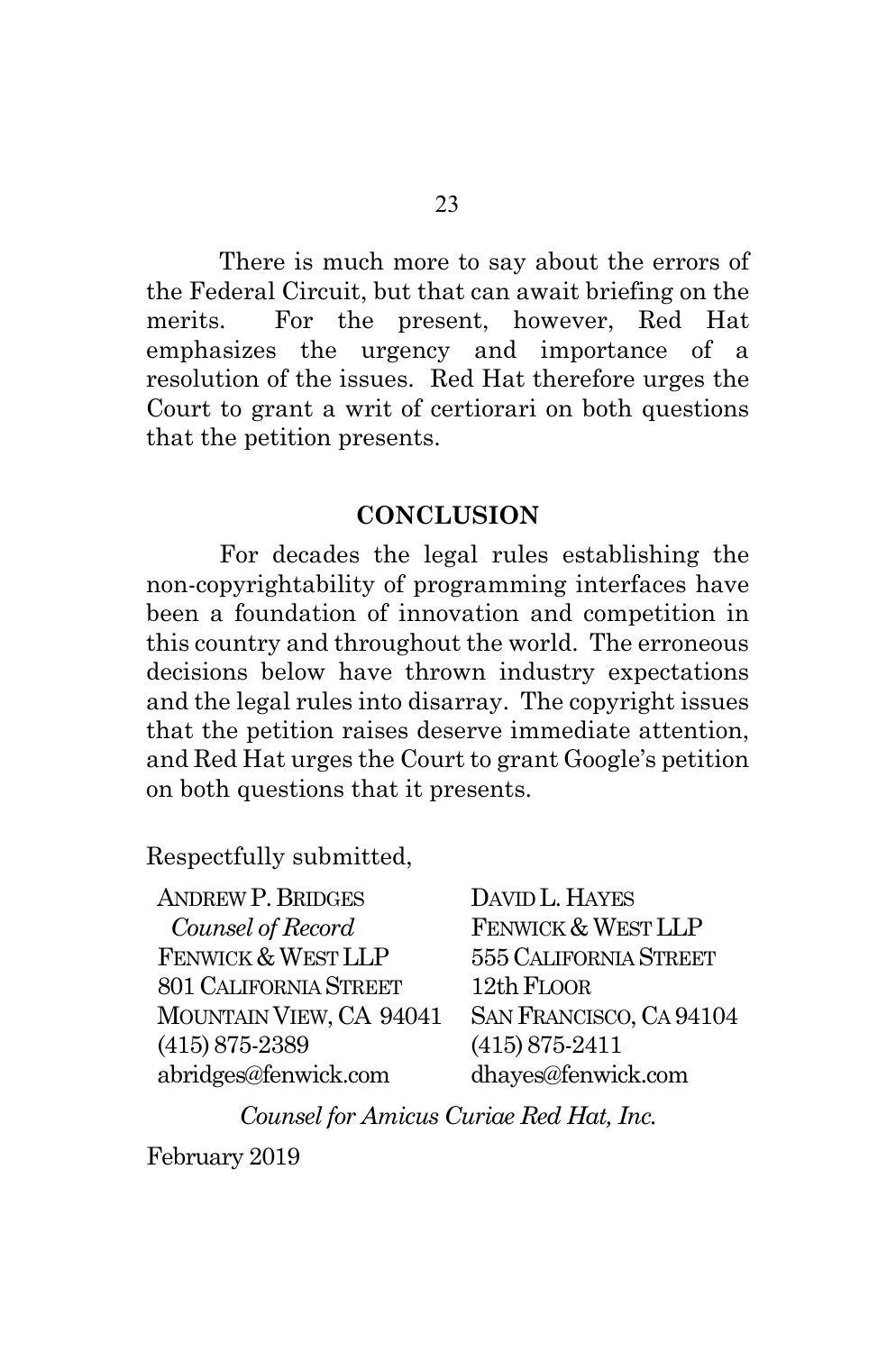There is much more to say about the errors of the Federal Circuit, but that can await briefing on the merits. For the present, however, Red Hat emphasizes the urgency and importance of a resolution of the issues. Red Hat therefore urges the Court to grant a writ of certiorari on both questions that the petition presents.

## CONCLUSION

For decades the legal rules establishing the non-copyrightability of programming interfaces have been a foundation of innovation and competition in this country and throughout the world. The erroneous decisions below have thrown industry expectations and the legal rules into disarray. The copyright issues that the petition raises deserve immediate attention, and Red Hat urges the Court to grant Google's petition on both questions that it presents.

Respectfully submitted,

ANDREW P. BRIDGES
*Counsel of Record*
FENWICK & WEST LLP
801 CALIFORNIA STREET
MOUNTAIN VIEW, CA 94041
(415) 875-2389
abridges@fenwick.com

DAVID L. HAYES
FENWICK & WEST LLP
555 CALIFORNIA STREET
12th FLOOR
SAN FRANCISCO, CA 94104
(415) 875-2411
dhayes@fenwick.com

*Counsel for Amicus Curiae Red Hat, Inc.*

February 2019